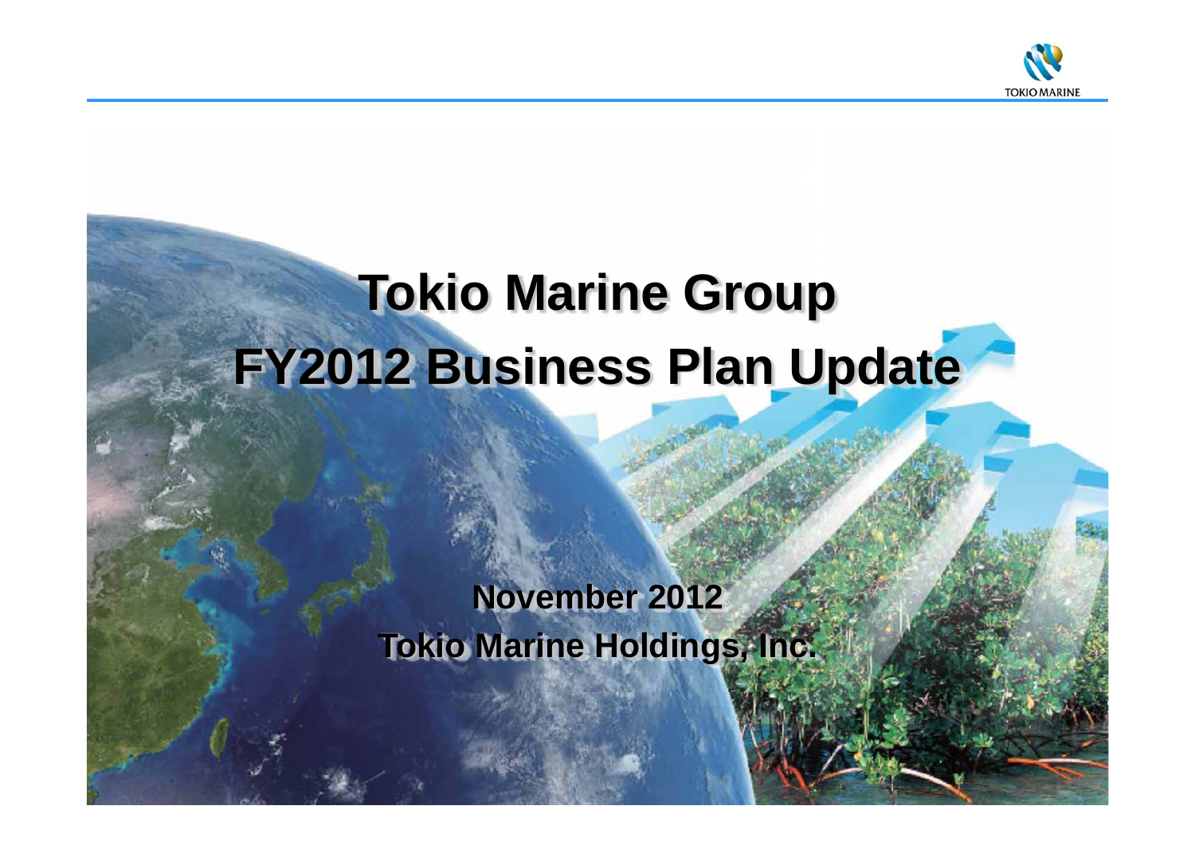# Tokio Marine Group
# FY2012 Business Plan Update

**November 2012**

**Tokio Marine Holdings, Inc.**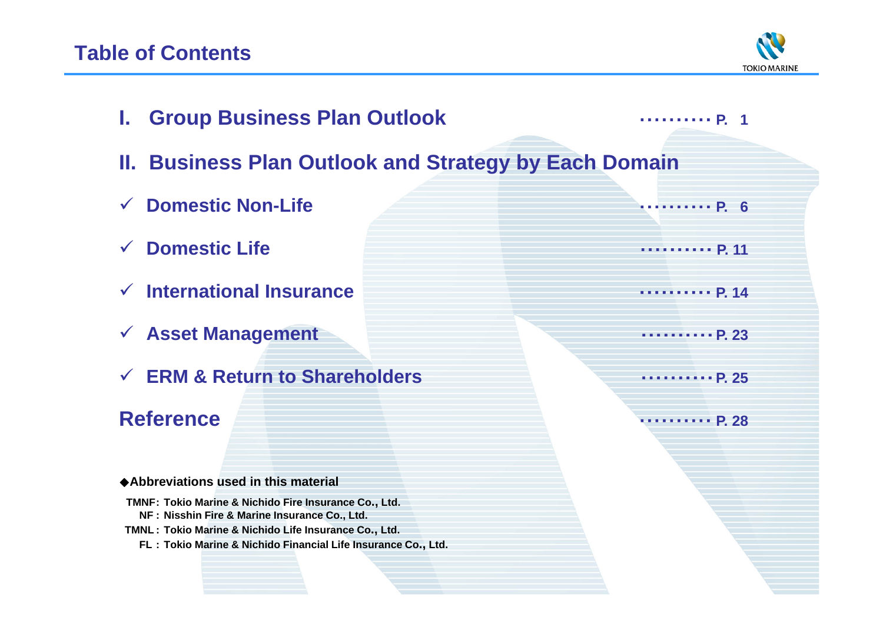# Table of Contents

**I. Group Business Plan Outlook** ・・・・・・・・・・ P. 1

**II. Business Plan Outlook and Strategy by Each Domain**

- ✓ **Domestic Non-Life** ・・・・・・・・・・ P. 6
- ✓ **Domestic Life** ・・・・・・・・・・ P. 11
- ✓ **International Insurance** ・・・・・・・・・・ P. 14
- ✓ **Asset Management** ・・・・・・・・・・ P. 23
- ✓ **ERM & Return to Shareholders** ・・・・・・・・・・ P. 25

**Reference** ・・・・・・・・・・ P. 28

◆**Abbreviations used in this material**

**TMNF: Tokio Marine & Nichido Fire Insurance Co., Ltd.**
**NF : Nisshin Fire & Marine Insurance Co., Ltd.**
**TMNL : Tokio Marine & Nichido Life Insurance Co., Ltd.**
**FL : Tokio Marine & Nichido Financial Life Insurance Co., Ltd.**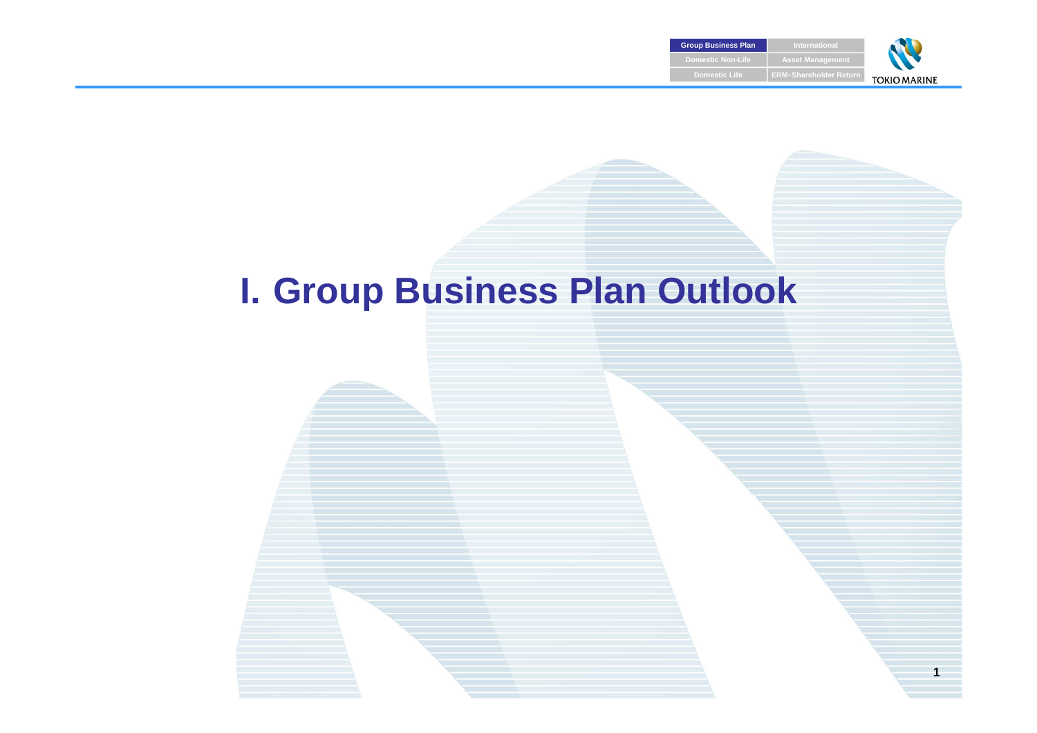# I. Group Business Plan Outlook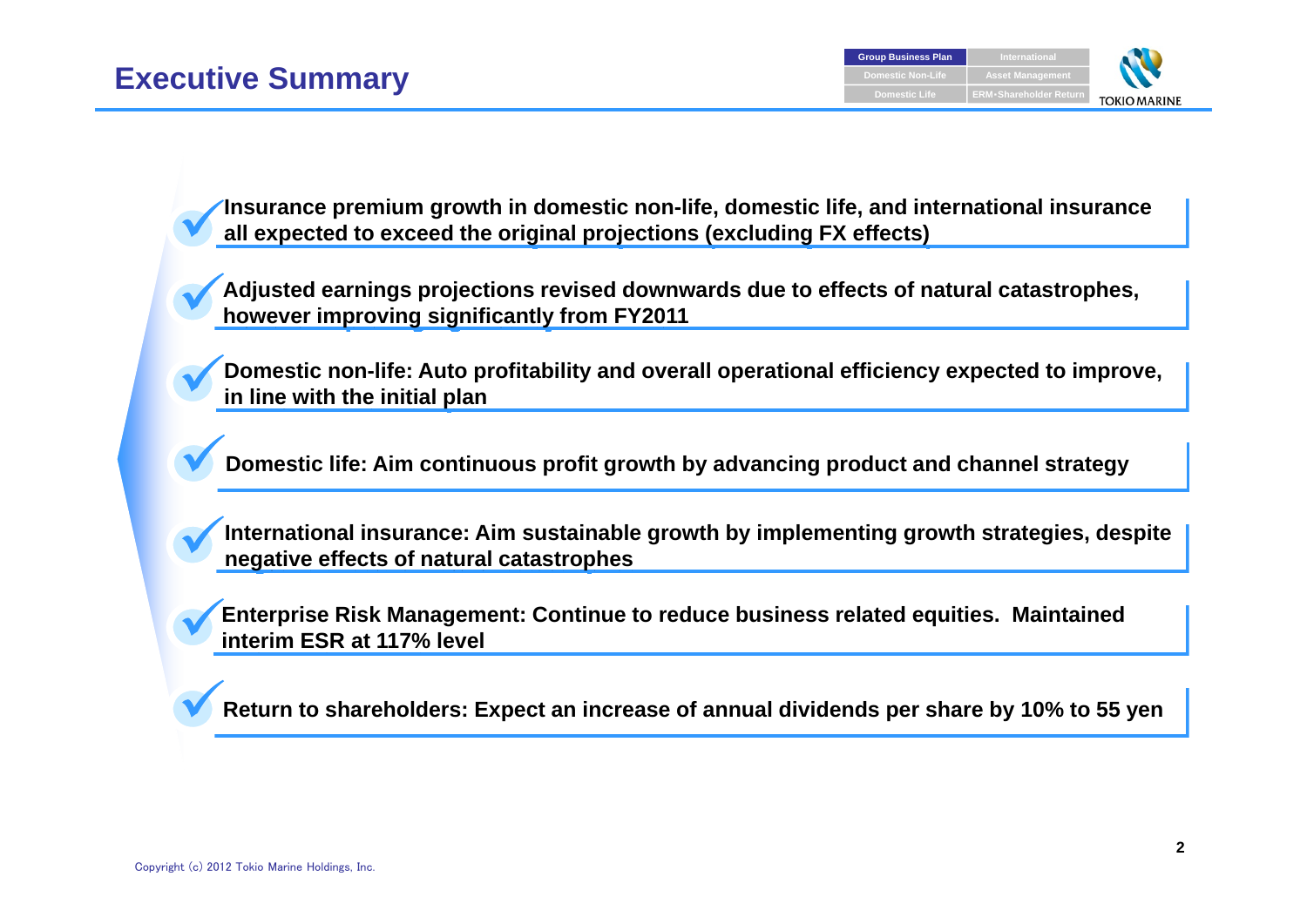# Executive Summary

- **Insurance premium growth in domestic non-life, domestic life, and international insurance all expected to exceed the original projections (excluding FX effects)**
- **Adjusted earnings projections revised downwards due to effects of natural catastrophes, however improving significantly from FY2011**
- **Domestic non-life: Auto profitability and overall operational efficiency expected to improve, in line with the initial plan**
- **Domestic life: Aim continuous profit growth by advancing product and channel strategy**
- **International insurance: Aim sustainable growth by implementing growth strategies, despite negative effects of natural catastrophes**
- **Enterprise Risk Management: Continue to reduce business related equities.  Maintained interim ESR at 117% level**
- **Return to shareholders: Expect an increase of annual dividends per share by 10% to 55 yen**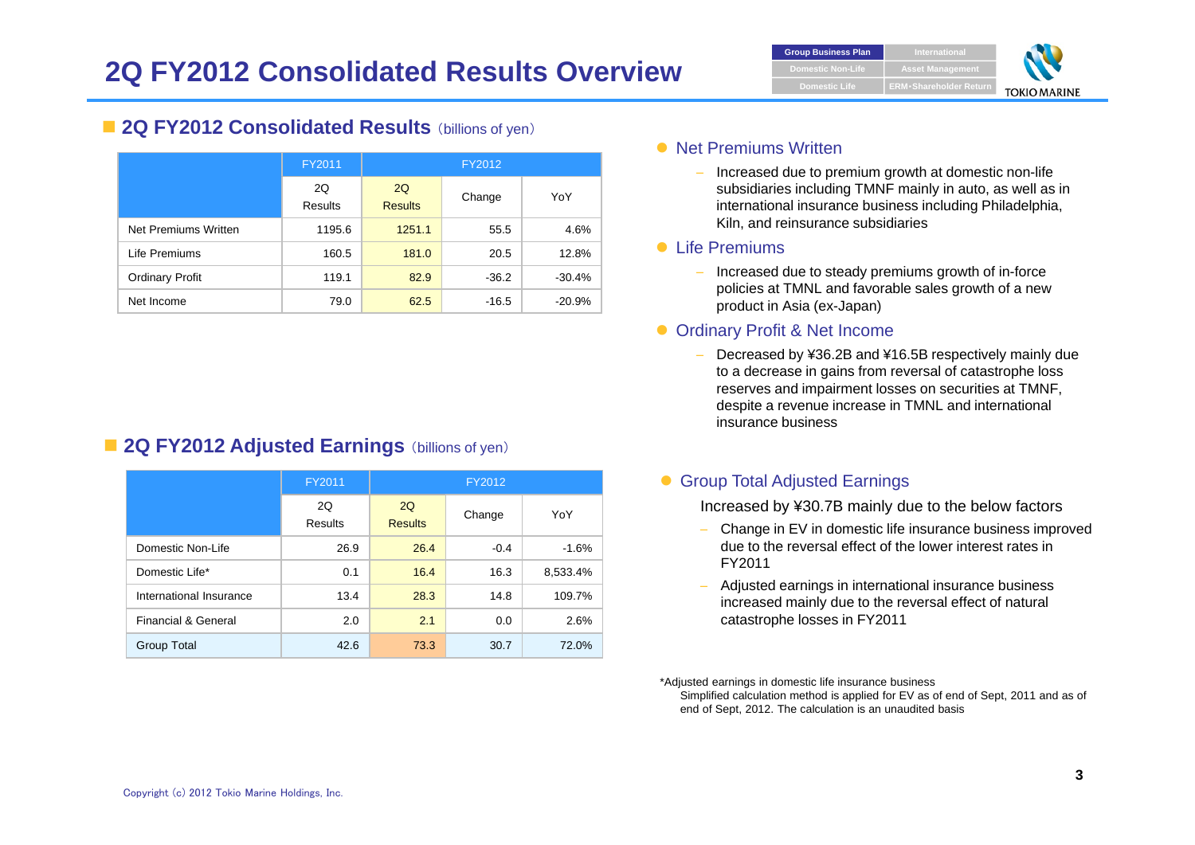# 2Q FY2012 Consolidated Results Overview

## 2Q FY2012 Consolidated Results（billions of yen）

| | FY2011 | FY2012 | | |
|---|---|---|---|---|
| | 2Q Results | 2Q Results | Change | YoY |
| Net Premiums Written | 1195.6 | 1251.1 | 55.5 | 4.6% |
| Life Premiums | 160.5 | 181.0 | 20.5 | 12.8% |
| Ordinary Profit | 119.1 | 82.9 | -36.2 | -30.4% |
| Net Income | 79.0 | 62.5 | -16.5 | -20.9% |

- **Net Premiums Written**
  - Increased due to premium growth at domestic non-life subsidiaries including TMNF mainly in auto, as well as in international insurance business including Philadelphia, Kiln, and reinsurance subsidiaries
- **Life Premiums**
  - Increased due to steady premiums growth of in-force policies at TMNL and favorable sales growth of a new product in Asia (ex-Japan)
- **Ordinary Profit & Net Income**
  - Decreased by ¥36.2B and ¥16.5B respectively mainly due to a decrease in gains from reversal of catastrophe loss reserves and impairment losses on securities at TMNF, despite a revenue increase in TMNL and international insurance business

## 2Q FY2012 Adjusted Earnings（billions of yen）

| | FY2011 | FY2012 | | |
|---|---|---|---|---|
| | 2Q Results | 2Q Results | Change | YoY |
| Domestic Non-Life | 26.9 | 26.4 | -0.4 | -1.6% |
| Domestic Life* | 0.1 | 16.4 | 16.3 | 8,533.4% |
| International Insurance | 13.4 | 28.3 | 14.8 | 109.7% |
| Financial & General | 2.0 | 2.1 | 0.0 | 2.6% |
| Group Total | 42.6 | 73.3 | 30.7 | 72.0% |

- **Group Total Adjusted Earnings**

  Increased by ¥30.7B mainly due to the below factors
  - Change in EV in domestic life insurance business improved due to the reversal effect of the lower interest rates in FY2011
  - Adjusted earnings in international insurance business increased mainly due to the reversal effect of natural catastrophe losses in FY2011

*Adjusted earnings in domestic life insurance business
Simplified calculation method is applied for EV as of end of Sept, 2011 and as of end of Sept, 2012. The calculation is an unaudited basis

Copyright (c) 2012 Tokio Marine Holdings, Inc.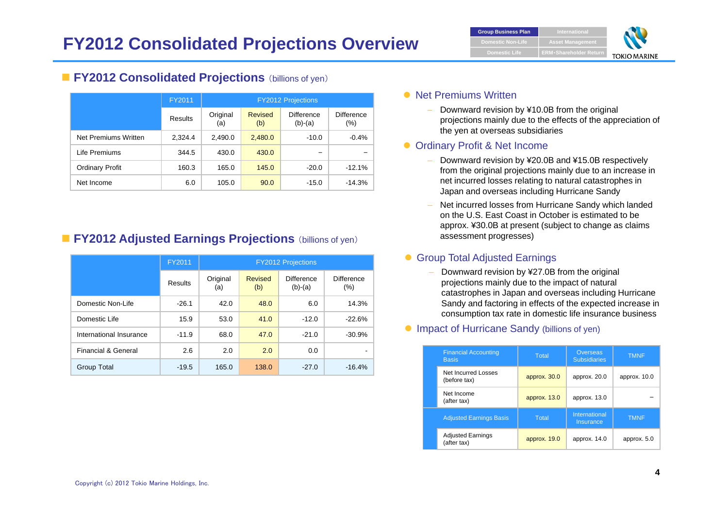# FY2012 Consolidated Projections Overview

## FY2012 Consolidated Projections (billions of yen)

| | FY2011 | FY2012 Projections | | | |
|---|---|---|---|---|---|
| | Results | Original (a) | Revised (b) | Difference (b)-(a) | Difference (%) |
| Net Premiums Written | 2,324.4 | 2,490.0 | 2,480.0 | -10.0 | -0.4% |
| Life Premiums | 344.5 | 430.0 | 430.0 | – | – |
| Ordinary Profit | 160.3 | 165.0 | 145.0 | -20.0 | -12.1% |
| Net Income | 6.0 | 105.0 | 90.0 | -15.0 | -14.3% |

## FY2012 Adjusted Earnings Projections (billions of yen)

| | FY2011 | FY2012 Projections | | | |
|---|---|---|---|---|---|
| | Results | Original (a) | Revised (b) | Difference (b)-(a) | Difference (%) |
| Domestic Non-Life | -26.1 | 42.0 | 48.0 | 6.0 | 14.3% |
| Domestic Life | 15.9 | 53.0 | 41.0 | -12.0 | -22.6% |
| International Insurance | -11.9 | 68.0 | 47.0 | -21.0 | -30.9% |
| Financial & General | 2.6 | 2.0 | 2.0 | 0.0 | - |
| Group Total | -19.5 | 165.0 | 138.0 | -27.0 | -16.4% |

- **Net Premiums Written**
  - Downward revision by ¥10.0B from the original projections mainly due to the effects of the appreciation of the yen at overseas subsidiaries
- **Ordinary Profit & Net Income**
  - Downward revision by ¥20.0B and ¥15.0B respectively from the original projections mainly due to an increase in net incurred losses relating to natural catastrophes in Japan and overseas including Hurricane Sandy
  - Net incurred losses from Hurricane Sandy which landed on the U.S. East Coast in October is estimated to be approx. ¥30.0B at present (subject to change as claims assessment progresses)
- **Group Total Adjusted Earnings**
  - Downward revision by ¥27.0B from the original projections mainly due to the impact of natural catastrophes in Japan and overseas including Hurricane Sandy and factoring in effects of the expected increase in consumption tax rate in domestic life insurance business
- **Impact of Hurricane Sandy** (billions of yen)

| Financial Accounting Basis | Total | Overseas Subsidiaries | TMNF |
|---|---|---|---|
| Net Incurred Losses (before tax) | approx. 30.0 | approx. 20.0 | approx. 10.0 |
| Net Income (after tax) | approx. 13.0 | approx. 13.0 | – |
| **Adjusted Earnings Basis** | **Total** | **International Insurance** | **TMNF** |
| Adjusted Earnings (after tax) | approx. 19.0 | approx. 14.0 | approx. 5.0 |

Copyright (c) 2012 Tokio Marine Holdings, Inc.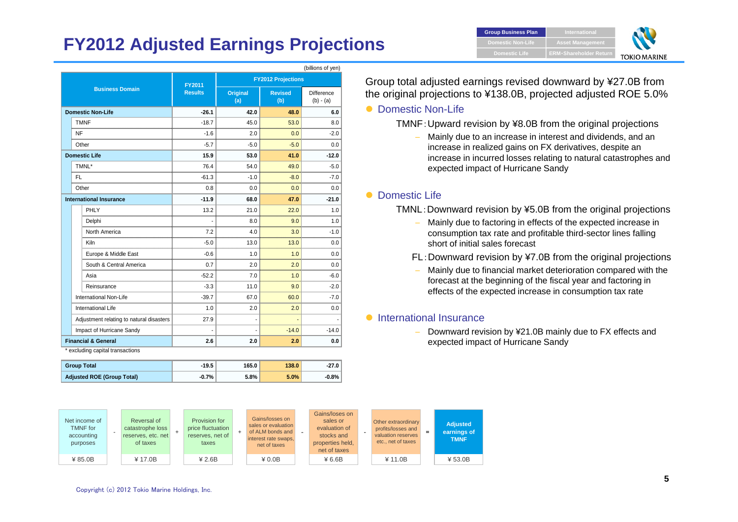# FY2012 Adjusted Earnings Projections

(billions of yen)

| Business Domain | FY2011 Results | FY2012 Projections Original (a) | FY2012 Projections Revised (b) | Difference (b) - (a) |
|---|---|---|---|---|
| **Domestic Non-Life** | **-26.1** | **42.0** | **48.0** | **6.0** |
| TMNF | -18.7 | 45.0 | 53.0 | 8.0 |
| NF | -1.6 | 2.0 | 0.0 | -2.0 |
| Other | -5.7 | -5.0 | -5.0 | 0.0 |
| **Domestic Life** | **15.9** | **53.0** | **41.0** | **-12.0** |
| TMNL* | 76.4 | 54.0 | 49.0 | -5.0 |
| FL | -61.3 | -1.0 | -8.0 | -7.0 |
| Other | 0.8 | 0.0 | 0.0 | 0.0 |
| **International Insurance** | **-11.9** | **68.0** | **47.0** | **-21.0** |
| PHLY | 13.2 | 21.0 | 22.0 | 1.0 |
| Delphi | - | 8.0 | 9.0 | 1.0 |
| North America | 7.2 | 4.0 | 3.0 | -1.0 |
| Kiln | -5.0 | 13.0 | 13.0 | 0.0 |
| Europe & Middle East | -0.6 | 1.0 | 1.0 | 0.0 |
| South & Central America | 0.7 | 2.0 | 2.0 | 0.0 |
| Asia | -52.2 | 7.0 | 1.0 | -6.0 |
| Reinsurance | -3.3 | 11.0 | 9.0 | -2.0 |
| International Non-Life | -39.7 | 67.0 | 60.0 | -7.0 |
| International Life | 1.0 | 2.0 | 2.0 | 0.0 |
| Adjustment relating to natural disasters | 27.9 | - | - | - |
| Impact of Hurricane Sandy | - | - | -14.0 | -14.0 |
| **Financial & General** | **2.6** | **2.0** | **2.0** | **0.0** |
| **Group Total** | **-19.5** | **165.0** | **138.0** | **-27.0** |
| **Adjusted ROE (Group Total)** | **-0.7%** | **5.8%** | **5.0%** | **-0.8%** |

\* excluding capital transactions

Group total adjusted earnings revised downward by ¥27.0B from the original projections to ¥138.0B, projected adjusted ROE 5.0%

- **Domestic Non-Life**

  TMNF: Upward revision by ¥8.0B from the original projections

  - Mainly due to an increase in interest and dividends, and an increase in realized gains on FX derivatives, despite an increase in incurred losses relating to natural catastrophes and expected impact of Hurricane Sandy

- **Domestic Life**

  TMNL: Downward revision by ¥5.0B from the original projections

  - Mainly due to factoring in effects of the expected increase in consumption tax rate and profitable third-sector lines falling short of initial sales forecast

  FL: Downward revision by ¥7.0B from the original projections

  - Mainly due to financial market deterioration compared with the forecast at the beginning of the fiscal year and factoring in effects of the expected increase in consumption tax rate

- **International Insurance**

  - Downward revision by ¥21.0B mainly due to FX effects and expected impact of Hurricane Sandy

| Net income of TMNF for accounting purposes | - | Reversal of catastrophe loss reserves, etc. net of taxes | + | Provision for price fluctuation reserves, net of taxes | + | Gains/losses on sales or evaluation of ALM bonds and interest rate swaps, net of taxes | - | Gains/loses on sales or evaluation of stocks and properties held, net of taxes | - | Other extraordinary profits/losses and valuation reserves etc., net of taxes | = | Adjusted earnings of TMNF |
|---|---|---|---|---|---|---|---|---|---|---|---|---|
| ¥85.0B | | ¥17.0B | | ¥2.6B | | ¥0.0B | | ¥6.6B | | ¥11.0B | | ¥53.0B |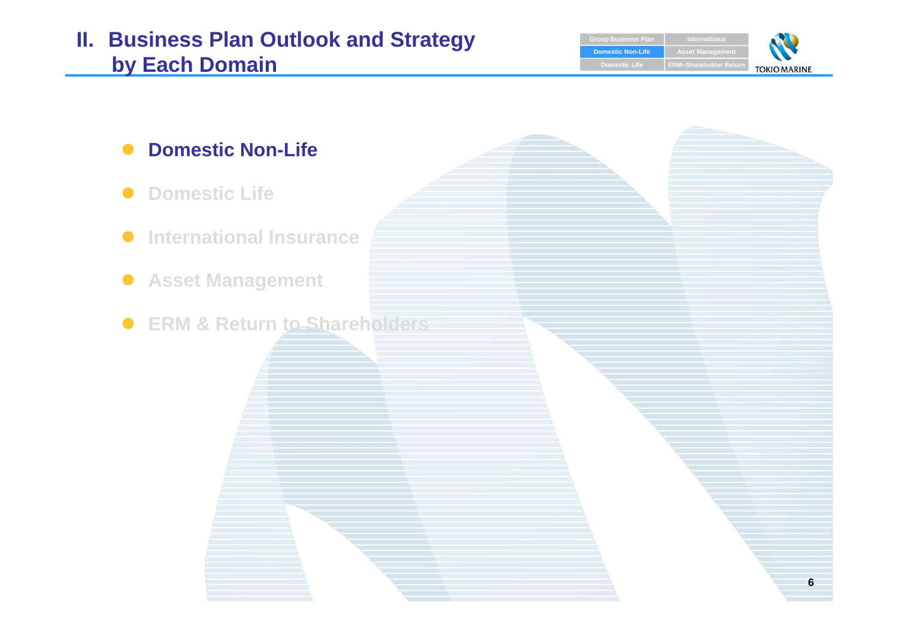# II. Business Plan Outlook and Strategy by Each Domain

- **Domestic Non-Life**
- Domestic Life
- International Insurance
- Asset Management
- ERM & Return to Shareholders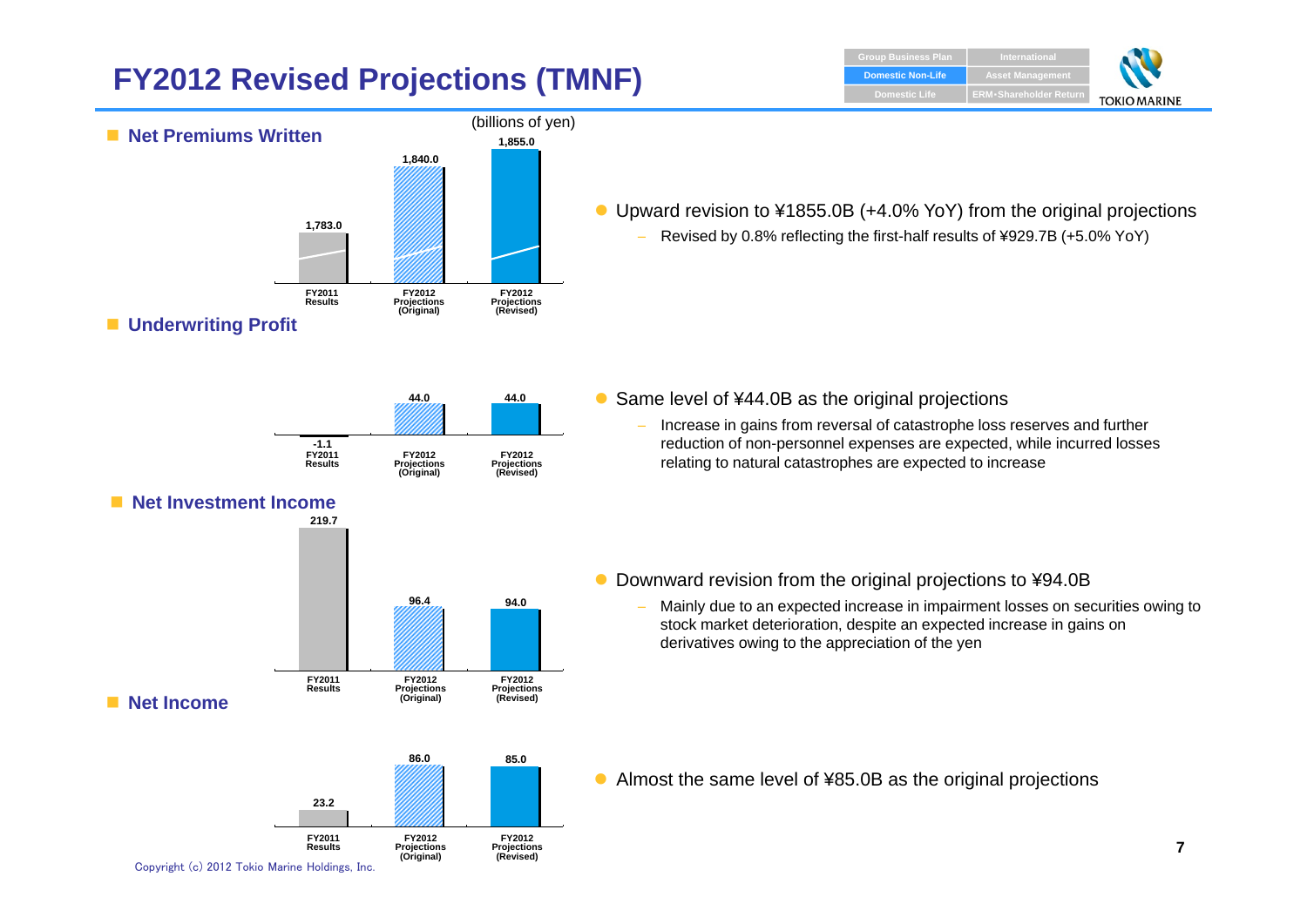# FY2012 Revised Projections (TMNF)

(billions of yen)

## Net Premiums Written

| | FY2011 Results | FY2012 Projections (Original) | FY2012 Projections (Revised) |
|---|---|---|---|
| Net Premiums Written | 1,783.0 | 1,840.0 | 1,855.0 |

- Upward revision to ¥1855.0B (+4.0% YoY) from the original projections
  - Revised by 0.8% reflecting the first-half results of ¥929.7B (+5.0% YoY)

## Underwriting Profit

| | FY2011 Results | FY2012 Projections (Original) | FY2012 Projections (Revised) |
|---|---|---|---|
| Underwriting Profit | -1.1 | 44.0 | 44.0 |

- Same level of ¥44.0B as the original projections
  - Increase in gains from reversal of catastrophe loss reserves and further reduction of non-personnel expenses are expected, while incurred losses relating to natural catastrophes are expected to increase

## Net Investment Income

| | FY2011 Results | FY2012 Projections (Original) | FY2012 Projections (Revised) |
|---|---|---|---|
| Net Investment Income | 219.7 | 96.4 | 94.0 |

- Downward revision from the original projections to ¥94.0B
  - Mainly due to an expected increase in impairment losses on securities owing to stock market deterioration, despite an expected increase in gains on derivatives owing to the appreciation of the yen

## Net Income

| | FY2011 Results | FY2012 Projections (Original) | FY2012 Projections (Revised) |
|---|---|---|---|
| Net Income | 23.2 | 86.0 | 85.0 |

- Almost the same level of ¥85.0B as the original projections

Copyright (c) 2012 Tokio Marine Holdings, Inc.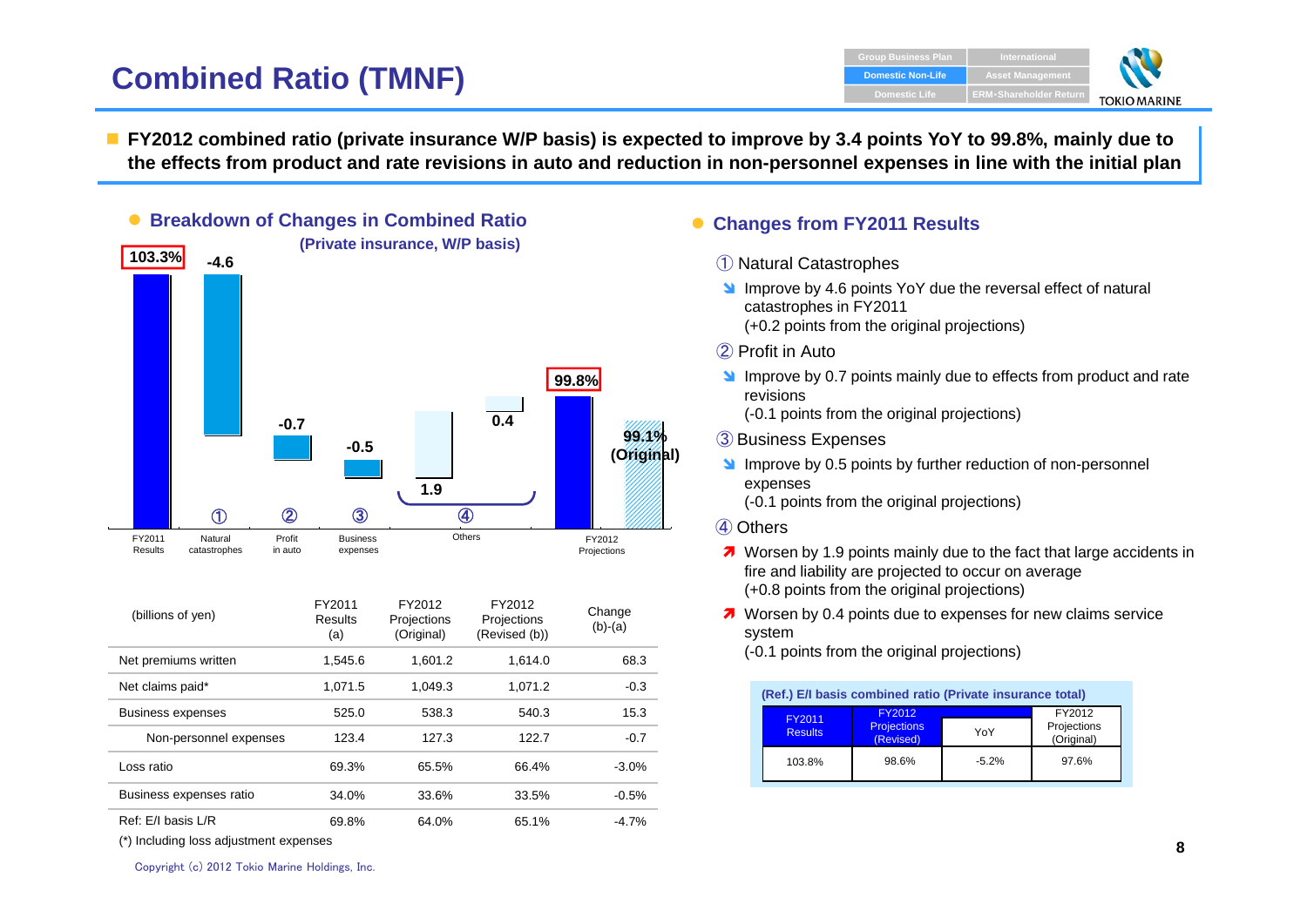# Combined Ratio (TMNF)

- **FY2012 combined ratio (private insurance W/P basis) is expected to improve by 3.4 points YoY to 99.8%, mainly due to the effects from product and rate revisions in auto and reduction in non-personnel expenses in line with the initial plan**

## Breakdown of Changes in Combined Ratio

**(Private insurance, W/P basis)**

| FY2011 Results | ① Natural catastrophes | ② Profit in auto | ③ Business expenses | ④ Others | | FY2012 Projections | |
|---|---|---|---|---|---|---|---|
| 103.3% | -4.6 | -0.7 | -0.5 | 1.9 | 0.4 | 99.8% | 99.1% (Original) |

| (billions of yen) | FY2011 Results (a) | FY2012 Projections (Original) | FY2012 Projections (Revised (b)) | Change (b)-(a) |
|---|---|---|---|---|
| Net premiums written | 1,545.6 | 1,601.2 | 1,614.0 | 68.3 |
| Net claims paid* | 1,071.5 | 1,049.3 | 1,071.2 | -0.3 |
| Business expenses | 525.0 | 538.3 | 540.3 | 15.3 |
| Non-personnel expenses | 123.4 | 127.3 | 122.7 | -0.7 |
| Loss ratio | 69.3% | 65.5% | 66.4% | -3.0% |
| Business expenses ratio | 34.0% | 33.6% | 33.5% | -0.5% |
| Ref: E/I basis L/R | 69.8% | 64.0% | 65.1% | -4.7% |

(*) Including loss adjustment expenses

## Changes from FY2011 Results

① Natural Catastrophes

- Improve by 4.6 points YoY due the reversal effect of natural catastrophes in FY2011
  (+0.2 points from the original projections)

② Profit in Auto

- Improve by 0.7 points mainly due to effects from product and rate revisions
  (-0.1 points from the original projections)

③ Business Expenses

- Improve by 0.5 points by further reduction of non-personnel expenses
  (-0.1 points from the original projections)

④ Others

- Worsen by 1.9 points mainly due to the fact that large accidents in fire and liability are projected to occur on average
  (+0.8 points from the original projections)
- Worsen by 0.4 points due to expenses for new claims service system
  (-0.1 points from the original projections)

**(Ref.) E/I basis combined ratio (Private insurance total)**

| FY2011 Results | FY2012 Projections (Revised) | YoY | FY2012 Projections (Original) |
|---|---|---|---|
| 103.8% | 98.6% | -5.2% | 97.6% |

Copyright (c) 2012 Tokio Marine Holdings, Inc.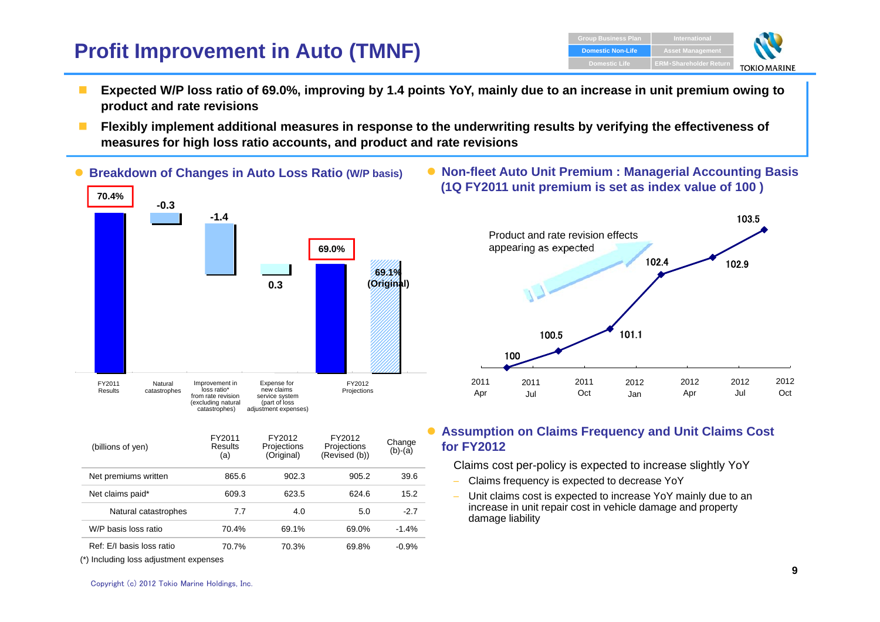# Profit Improvement in Auto (TMNF)

- **Expected W/P loss ratio of 69.0%, improving by 1.4 points YoY, mainly due to an increase in unit premium owing to product and rate revisions**
- **Flexibly implement additional measures in response to the underwriting results by verifying the effectiveness of measures for high loss ratio accounts, and product and rate revisions**

## Breakdown of Changes in Auto Loss Ratio (W/P basis)

| FY2011 Results | Natural catastrophes | Improvement in loss ratio* from rate revision (excluding natural catastrophes) | Expense for new claims service system (part of loss adjustment expenses) | FY2012 Projections |
|---|---|---|---|---|
| 70.4% | -0.3 | -1.4 | 0.3 | 69.0% (69.1% (Original)) |

| (billions of yen) | FY2011 Results (a) | FY2012 Projections (Original) | FY2012 Projections (Revised (b)) | Change (b)-(a) |
|---|---|---|---|---|
| Net premiums written | 865.6 | 902.3 | 905.2 | 39.6 |
| Net claims paid* | 609.3 | 623.5 | 624.6 | 15.2 |
| Natural catastrophes | 7.7 | 4.0 | 5.0 | -2.7 |
| W/P basis loss ratio | 70.4% | 69.1% | 69.0% | -1.4% |
| Ref: E/I basis loss ratio | 70.7% | 70.3% | 69.8% | -0.9% |

(*) Including loss adjustment expenses

## Non-fleet Auto Unit Premium : Managerial Accounting Basis (1Q FY2011 unit premium is set as index value of 100 )

Product and rate revision effects appearing as expected

| 2011 Apr | 2011 Jul | 2011 Oct | 2012 Jan | 2012 Apr | 2012 Jul | 2012 Oct |
|---|---|---|---|---|---|---|
| 100 | 100.5 | 101.1 | 102.4 | 102.9 | 103.5 | |

## Assumption on Claims Frequency and Unit Claims Cost for FY2012

Claims cost per-policy is expected to increase slightly YoY

- Claims frequency is expected to decrease YoY
- Unit claims cost is expected to increase YoY mainly due to an increase in unit repair cost in vehicle damage and property damage liability

Copyright (c) 2012 Tokio Marine Holdings, Inc.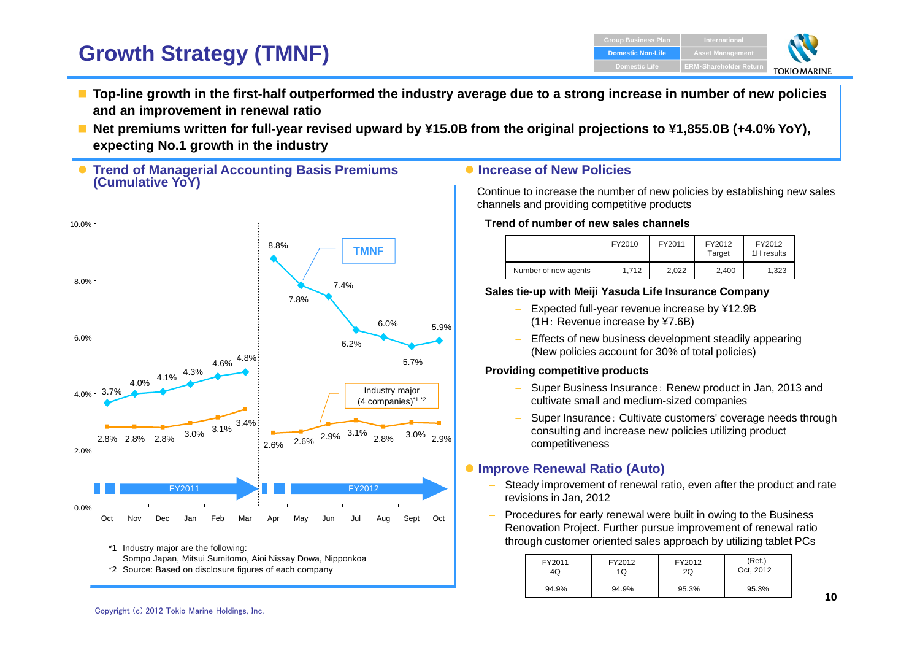# Growth Strategy (TMNF)

- **Top-line growth in the first-half outperformed the industry average due to a strong increase in number of new policies and an improvement in renewal ratio**
- **Net premiums written for full-year revised upward by ¥15.0B from the original projections to ¥1,855.0B (+4.0% YoY), expecting No.1 growth in the industry**

## Trend of Managerial Accounting Basis Premiums (Cumulative YoY)

| | Oct | Nov | Dec | Jan | Feb | Mar | Apr | May | Jun | Jul | Aug | Sept | Oct |
|---|---|---|---|---|---|---|---|---|---|---|---|---|---|
| | FY2011 | | | | | | FY2012 | | | | | | |
| TMNF | 3.7% | 4.0% | 4.1% | 4.3% | 4.6% | 4.8% | 8.8% | 7.8% | 7.4% | 6.2% | 6.0% | 5.7% | 5.9% |
| Industry major (4 companies)*1 *2 | 2.8% | 2.8% | 2.8% | 3.0% | 3.1% | 3.4% | 2.6% | 2.6% | 2.9% | 3.1% | 2.8% | 3.0% | 2.9% |

*1 Industry major are the following:
Sompo Japan, Mitsui Sumitomo, Aioi Nissay Dowa, Nipponkoa

*2 Source: Based on disclosure figures of each company

## Increase of New Policies

Continue to increase the number of new policies by establishing new sales channels and providing competitive products

**Trend of number of new sales channels**

| | FY2010 | FY2011 | FY2012 Target | FY2012 1H results |
|---|---|---|---|---|
| Number of new agents | 1,712 | 2,022 | 2,400 | 1,323 |

**Sales tie-up with Meiji Yasuda Life Insurance Company**

- Expected full-year revenue increase by ¥12.9B (1H: Revenue increase by ¥7.6B)
- Effects of new business development steadily appearing (New policies account for 30% of total policies)

**Providing competitive products**

- Super Business Insurance: Renew product in Jan, 2013 and cultivate small and medium-sized companies
- Super Insurance: Cultivate customers' coverage needs through consulting and increase new policies utilizing product competitiveness

## Improve Renewal Ratio (Auto)

- Steady improvement of renewal ratio, even after the product and rate revisions in Jan, 2012
- Procedures for early renewal were built in owing to the Business Renovation Project. Further pursue improvement of renewal ratio through customer oriented sales approach by utilizing tablet PCs

| FY2011 4Q | FY2012 1Q | FY2012 2Q | (Ref.) Oct, 2012 |
|---|---|---|---|
| 94.9% | 94.9% | 95.3% | 95.3% |

Copyright (c) 2012 Tokio Marine Holdings, Inc.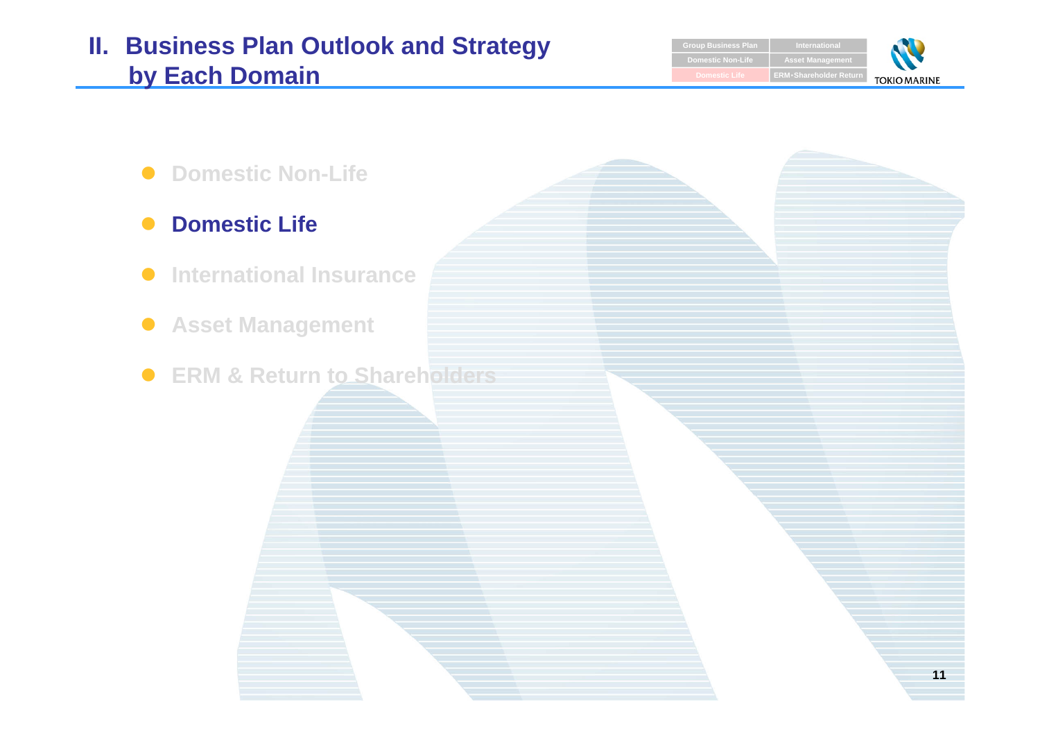# II. Business Plan Outlook and Strategy by Each Domain

- Domestic Non-Life
- **Domestic Life**
- International Insurance
- Asset Management
- ERM & Return to Shareholders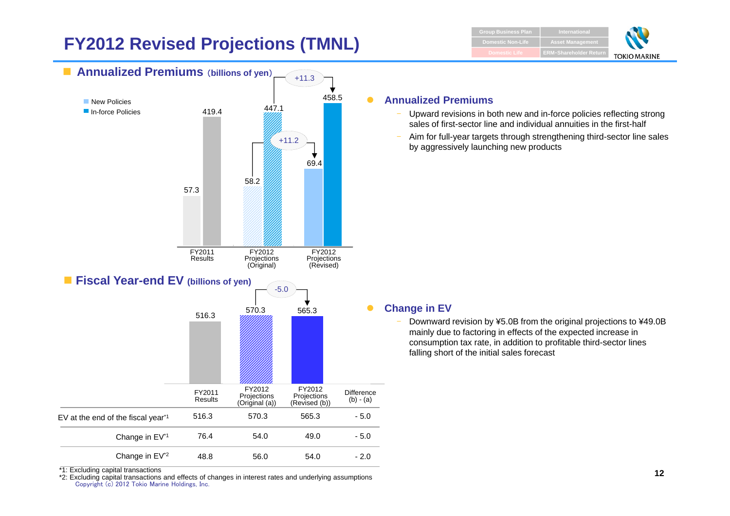# FY2012 Revised Projections (TMNL)

## Annualized Premiums (billions of yen)

| | FY2011 Results | FY2012 Projections (Original) | FY2012 Projections (Revised) |
|---|---|---|---|
| New Policies | 57.3 | 58.2 | 69.4 (+11.2) |
| In-force Policies | 419.4 | 447.1 | 458.5 (+11.3) |

- **Annualized Premiums**
  - Upward revisions in both new and in-force policies reflecting strong sales of first-sector line and individual annuities in the first-half
  - Aim for full-year targets through strengthening third-sector line sales by aggressively launching new products

## Fiscal Year-end EV (billions of yen)

| | FY2011 Results | FY2012 Projections (Original (a)) | FY2012 Projections (Revised (b)) | Difference (b) - (a) |
|---|---|---|---|---|
| EV at the end of the fiscal year*1 | 516.3 | 570.3 | 565.3 | - 5.0 |
| Change in EV*1 | 76.4 | 54.0 | 49.0 | - 5.0 |
| Change in EV*2 | 48.8 | 56.0 | 54.0 | - 2.0 |

*1: Excluding capital transactions

*2: Excluding capital transactions and effects of changes in interest rates and underlying assumptions

- **Change in EV**
  - Downward revision by ¥5.0B from the original projections to ¥49.0B mainly due to factoring in effects of the expected increase in consumption tax rate, in addition to profitable third-sector lines falling short of the initial sales forecast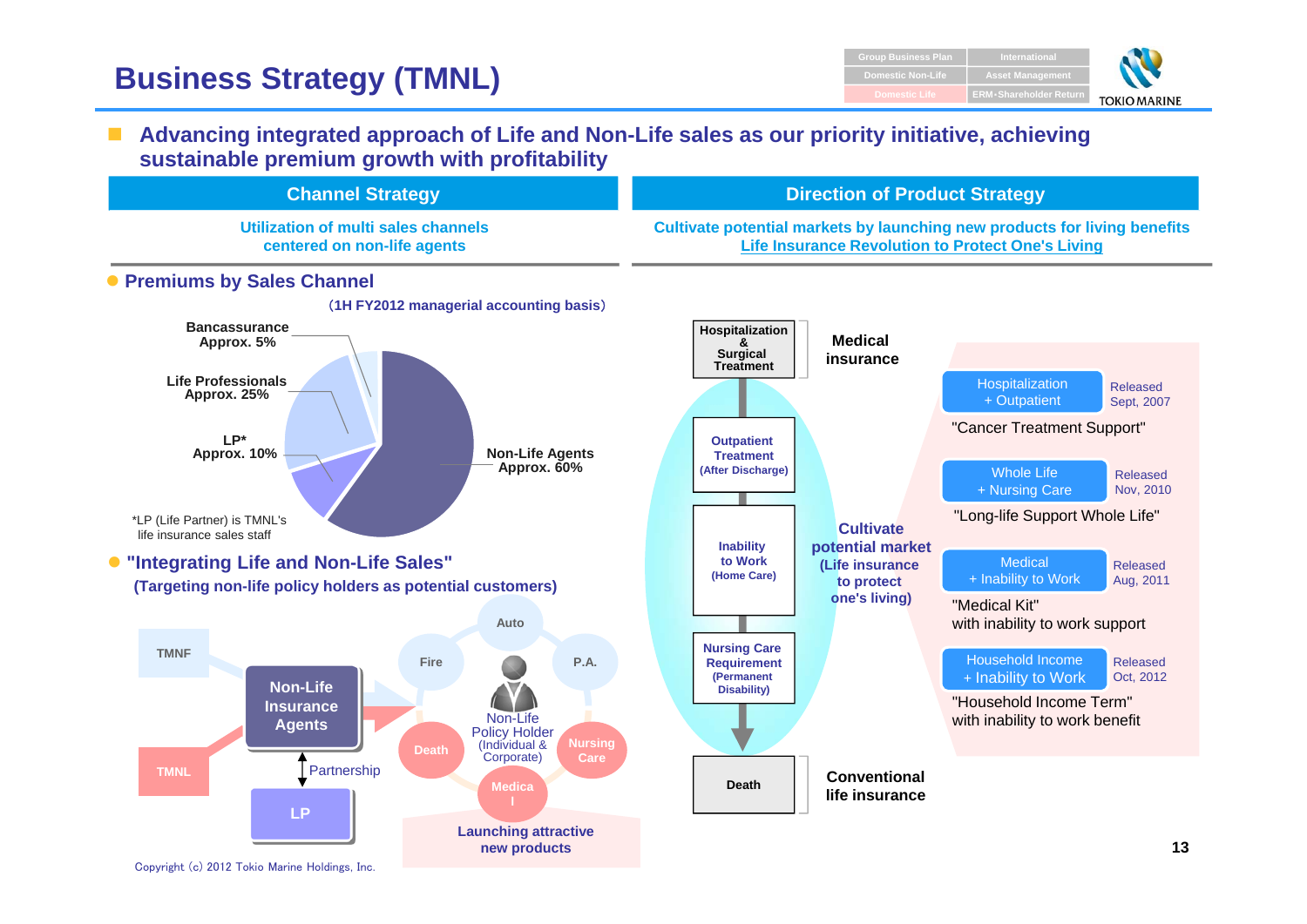# Business Strategy (TMNL)

- **Advancing integrated approach of Life and Non-Life sales as our priority initiative, achieving sustainable premium growth with profitability**

| Channel Strategy | Direction of Product Strategy |
|---|---|
| Utilization of multi sales channels centered on non-life agents | Cultivate potential markets by launching new products for living benefits<br>Life Insurance Revolution to Protect One's Living |

## Premiums by Sales Channel

(1H FY2012 managerial accounting basis)

- Non-Life Agents: Approx. 60%
- Life Professionals: Approx. 25%
- LP*: Approx. 10%
- Bancassurance: Approx. 5%

*LP (Life Partner) is TMNL's life insurance sales staff

## "Integrating Life and Non-Life Sales"

**(Targeting non-life policy holders as potential customers)**

TMNF — Non-Life Insurance Agents — TMNL

Non-Life Insurance Agents ↔ Partnership ↔ LP

Non-Life Policy Holder (Individual & Corporate): Auto, Fire, P.A., Death, Nursing Care, Medical

Launching attractive new products

## Direction of Product Strategy

Medical insurance:
- Hospitalization & Surgical Treatment
- Outpatient Treatment (After Discharge)

Cultivate potential market (Life insurance to protect one's living):
- Inability to Work (Home Care)
- Nursing Care Requirement (Permanent Disability)

Conventional life insurance:
- Death

| Product | Released | Name |
|---|---|---|
| Hospitalization + Outpatient | Sept, 2007 | "Cancer Treatment Support" |
| Whole Life + Nursing Care | Nov, 2010 | "Long-life Support Whole Life" |
| Medical + Inability to Work | Aug, 2011 | "Medical Kit" with inability to work support |
| Household Income + Inability to Work | Oct, 2012 | "Household Income Term" with inability to work benefit |

Copyright (c) 2012 Tokio Marine Holdings, Inc.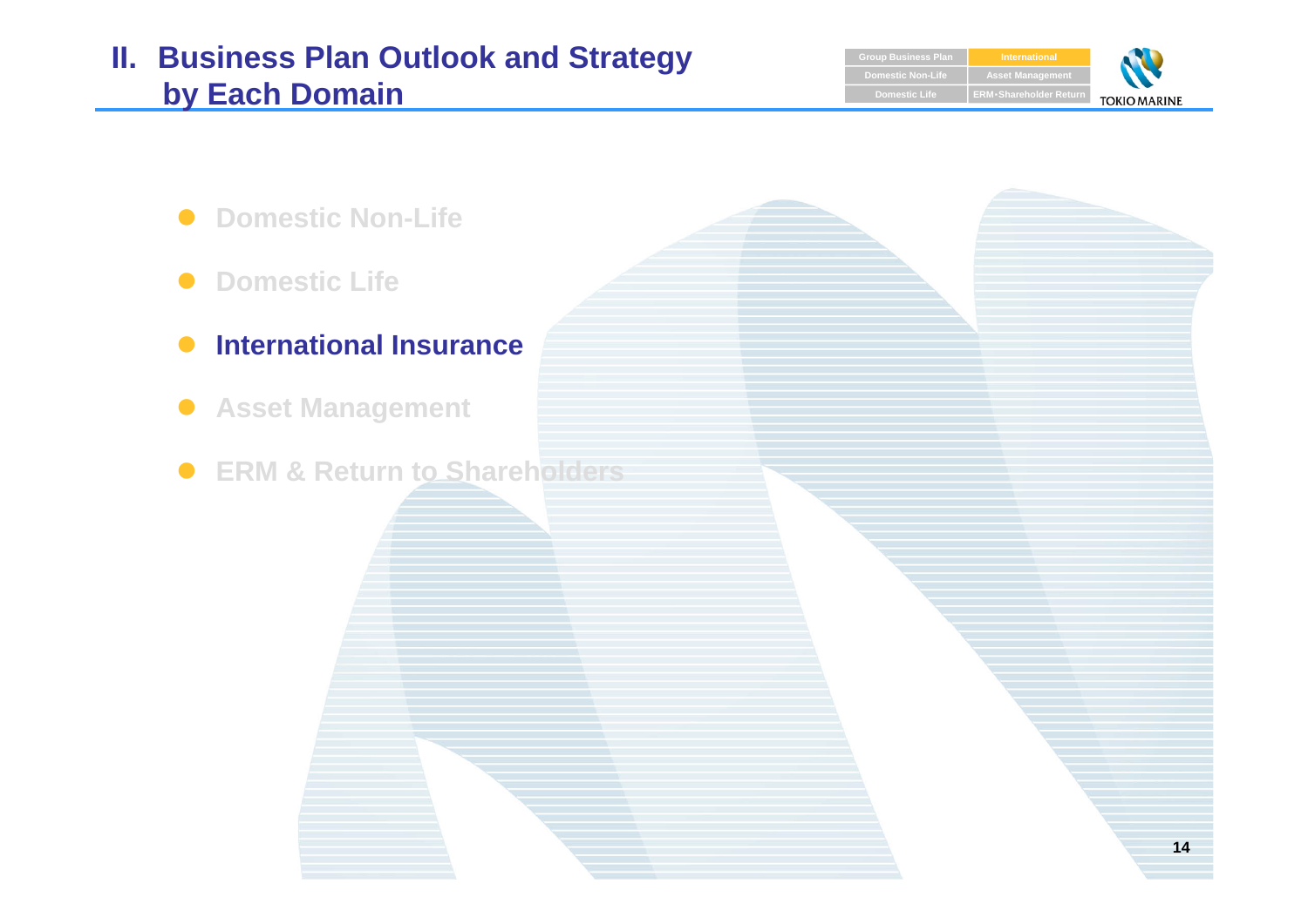# II. Business Plan Outlook and Strategy by Each Domain

- Domestic Non-Life
- Domestic Life
- **International Insurance**
- Asset Management
- ERM & Return to Shareholders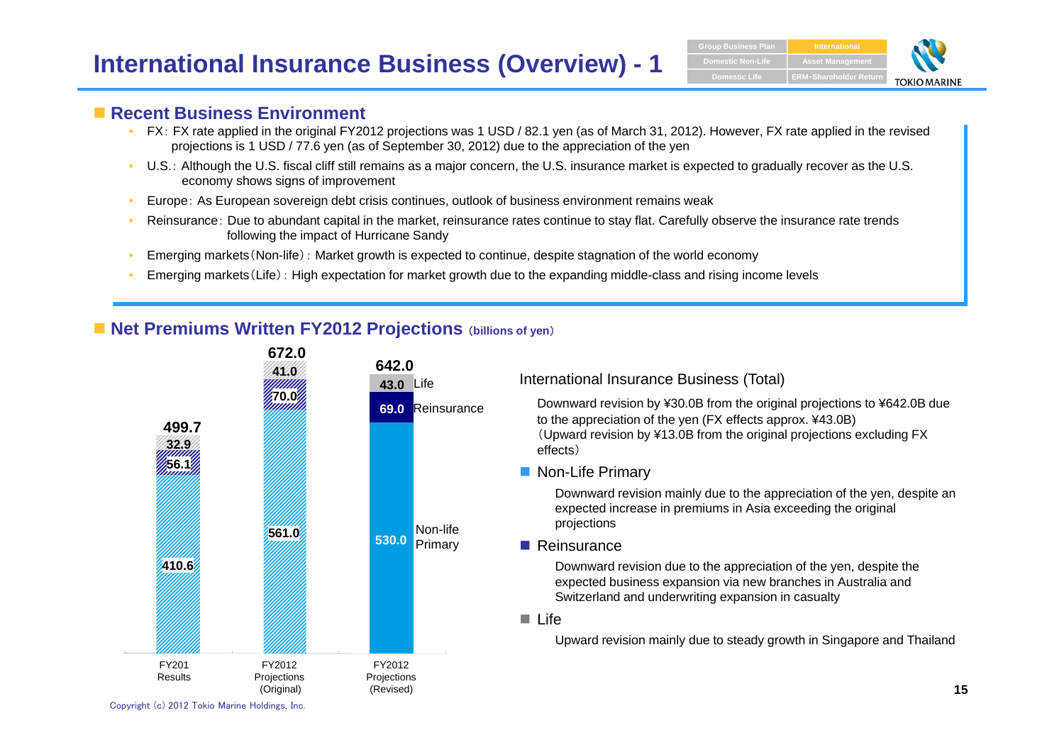# International Insurance Business (Overview) - 1

## Recent Business Environment

- FX: FX rate applied in the original FY2012 projections was 1 USD / 82.1 yen (as of March 31, 2012). However, FX rate applied in the revised projections is 1 USD / 77.6 yen (as of September 30, 2012) due to the appreciation of the yen
- U.S.: Although the U.S. fiscal cliff still remains as a major concern, the U.S. insurance market is expected to gradually recover as the U.S. economy shows signs of improvement
- Europe: As European sovereign debt crisis continues, outlook of business environment remains weak
- Reinsurance: Due to abundant capital in the market, reinsurance rates continue to stay flat. Carefully observe the insurance rate trends following the impact of Hurricane Sandy
- Emerging markets (Non-life): Market growth is expected to continue, despite stagnation of the world economy
- Emerging markets (Life): High expectation for market growth due to the expanding middle-class and rising income levels

## Net Premiums Written FY2012 Projections (billions of yen)

| | FY201 Results | FY2012 Projections (Original) | FY2012 Projections (Revised) |
|---|---|---|---|
| Life | 32.9 | 41.0 | 43.0 |
| Reinsurance | 56.1 | 70.0 | 69.0 |
| Non-life Primary | 410.6 | 561.0 | 530.0 |
| Total | 499.7 | 672.0 | 642.0 |

International Insurance Business (Total)

Downward revision by ¥30.0B from the original projections to ¥642.0B due to the appreciation of the yen (FX effects approx. ¥43.0B)
(Upward revision by ¥13.0B from the original projections excluding FX effects)

- **Non-Life Primary**

  Downward revision mainly due to the appreciation of the yen, despite an expected increase in premiums in Asia exceeding the original projections

- **Reinsurance**

  Downward revision due to the appreciation of the yen, despite the expected business expansion via new branches in Australia and Switzerland and underwriting expansion in casualty

- **Life**

  Upward revision mainly due to steady growth in Singapore and Thailand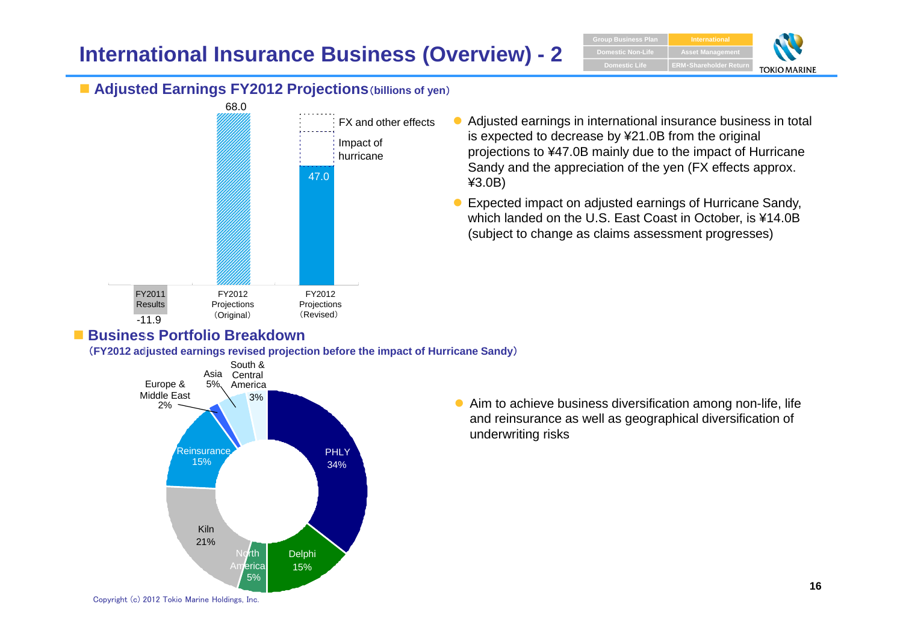# International Insurance Business (Overview) - 2

## Adjusted Earnings FY2012 Projections (billions of yen)

| | FY2011 Results | FY2012 Projections (Original) | FY2012 Projections (Revised) |
|---|---|---|---|
| Adjusted earnings | -11.9 | 68.0 | 47.0 |

FX and other effects

Impact of hurricane

- Adjusted earnings in international insurance business in total is expected to decrease by ¥21.0B from the original projections to ¥47.0B mainly due to the impact of Hurricane Sandy and the appreciation of the yen (FX effects approx. ¥3.0B)
- Expected impact on adjusted earnings of Hurricane Sandy, which landed on the U.S. East Coast in October, is ¥14.0B (subject to change as claims assessment progresses)

## Business Portfolio Breakdown

(FY2012 adjusted earnings revised projection before the impact of Hurricane Sandy)

| Segment | Share |
|---|---|
| PHLY | 34% |
| Delphi | 15% |
| North America | 5% |
| Kiln | 21% |
| Reinsurance | 15% |
| Europe & Middle East | 2% |
| Asia | 5% |
| South & Central America | 3% |

- Aim to achieve business diversification among non-life, life and reinsurance as well as geographical diversification of underwriting risks

Copyright (c) 2012 Tokio Marine Holdings, Inc.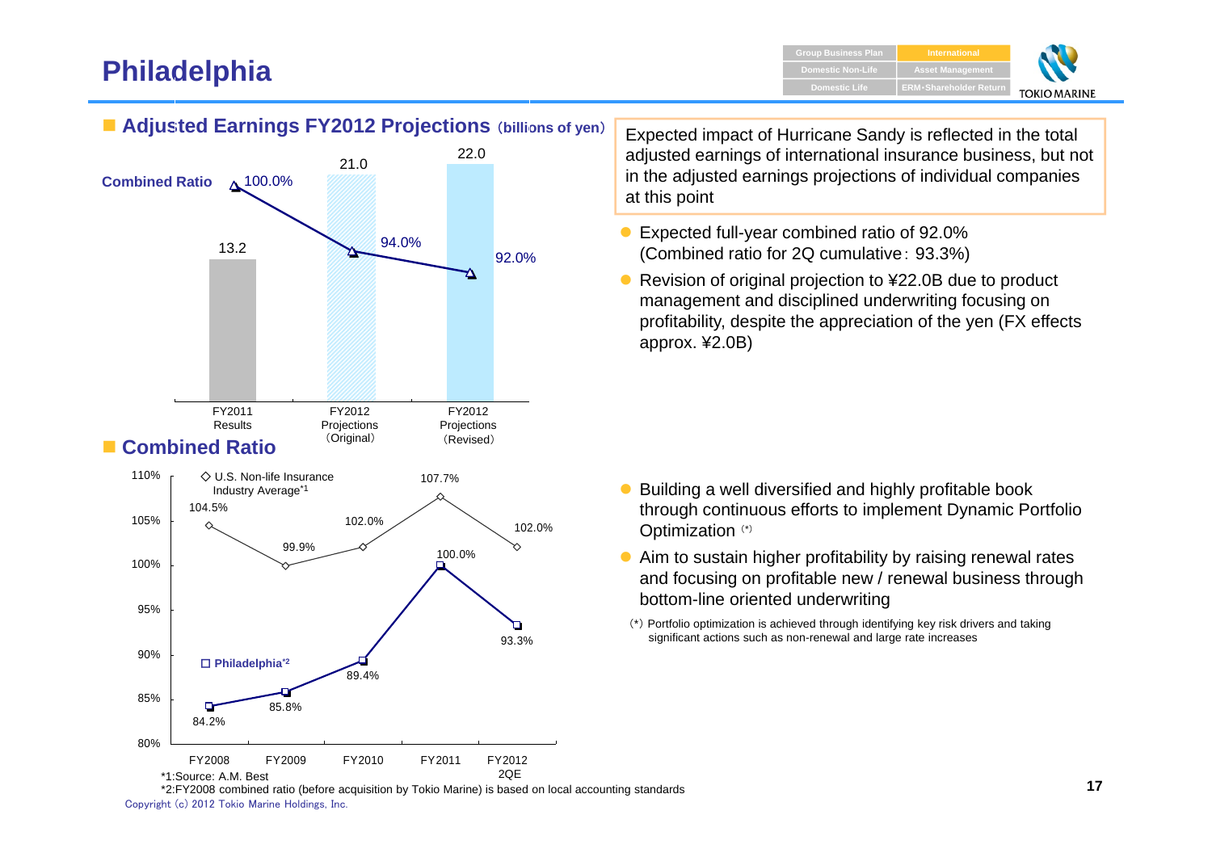# Philadelphia

## Adjusted Earnings FY2012 Projections (billions of yen)

| | FY2011 Results | FY2012 Projections (Original) | FY2012 Projections (Revised) |
|---|---|---|---|
| Adjusted Earnings | 13.2 | 21.0 | 22.0 |
| Combined Ratio | 100.0% | 94.0% | 92.0% |

> Expected impact of Hurricane Sandy is reflected in the total adjusted earnings of international insurance business, but not in the adjusted earnings projections of individual companies at this point

- Expected full-year combined ratio of 92.0% (Combined ratio for 2Q cumulative: 93.3%)
- Revision of original projection to ¥22.0B due to product management and disciplined underwriting focusing on profitability, despite the appreciation of the yen (FX effects approx. ¥2.0B)

## Combined Ratio

| | FY2008 | FY2009 | FY2010 | FY2011 | FY2012 2QE |
|---|---|---|---|---|---|
| U.S. Non-life Insurance Industry Average*1 | 104.5% | 99.9% | 102.0% | 107.7% | 102.0% |
| Philadelphia*2 | 84.2% | 85.8% | 89.4% | 100.0% | 93.3% |

*1:Source: A.M. Best

*2:FY2008 combined ratio (before acquisition by Tokio Marine) is based on local accounting standards

- Building a well diversified and highly profitable book through continuous efforts to implement Dynamic Portfolio Optimization (*)
- Aim to sustain higher profitability by raising renewal rates and focusing on profitable new / renewal business through bottom-line oriented underwriting

(*) Portfolio optimization is achieved through identifying key risk drivers and taking significant actions such as non-renewal and large rate increases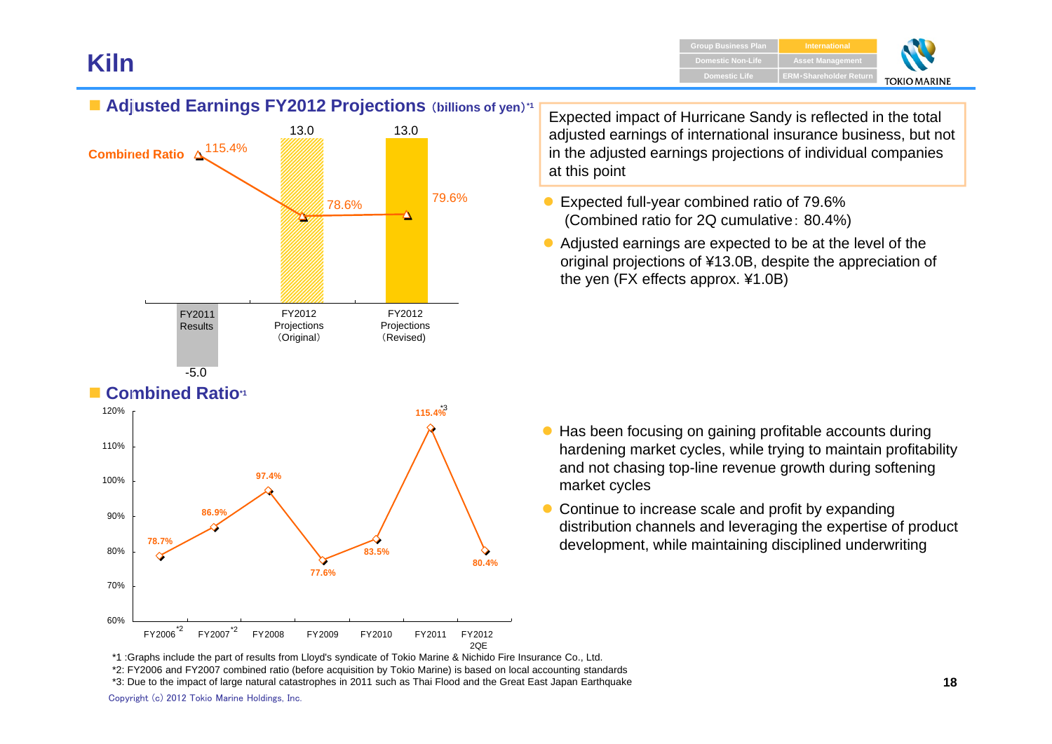# Kiln

## Adjusted Earnings FY2012 Projections (billions of yen)[*1]

| | FY2011 Results | FY2012 Projections (Original) | FY2012 Projections (Revised) |
|---|---|---|---|
| Adjusted Earnings | -5.0 | 13.0 | 13.0 |
| Combined Ratio | 115.4% | 78.6% | 79.6% |

Expected impact of Hurricane Sandy is reflected in the total adjusted earnings of international insurance business, but not in the adjusted earnings projections of individual companies at this point

- Expected full-year combined ratio of 79.6% (Combined ratio for 2Q cumulative: 80.4%)
- Adjusted earnings are expected to be at the level of the original projections of ¥13.0B, despite the appreciation of the yen (FX effects approx. ¥1.0B)

## Combined Ratio[*1]

| FY2006[*2] | FY2007[*2] | FY2008 | FY2009 | FY2010 | FY2011 | FY2012 2QE |
|---|---|---|---|---|---|---|
| 78.7% | 86.9% | 97.4% | 77.6% | 83.5% | 115.4%[*3] | 80.4% |

- Has been focusing on gaining profitable accounts during hardening market cycles, while trying to maintain profitability and not chasing top-line revenue growth during softening market cycles
- Continue to increase scale and profit by expanding distribution channels and leveraging the expertise of product development, while maintaining disciplined underwriting

*1 :Graphs include the part of results from Lloyd's syndicate of Tokio Marine & Nichido Fire Insurance Co., Ltd.

*2: FY2006 and FY2007 combined ratio (before acquisition by Tokio Marine) is based on local accounting standards

*3: Due to the impact of large natural catastrophes in 2011 such as Thai Flood and the Great East Japan Earthquake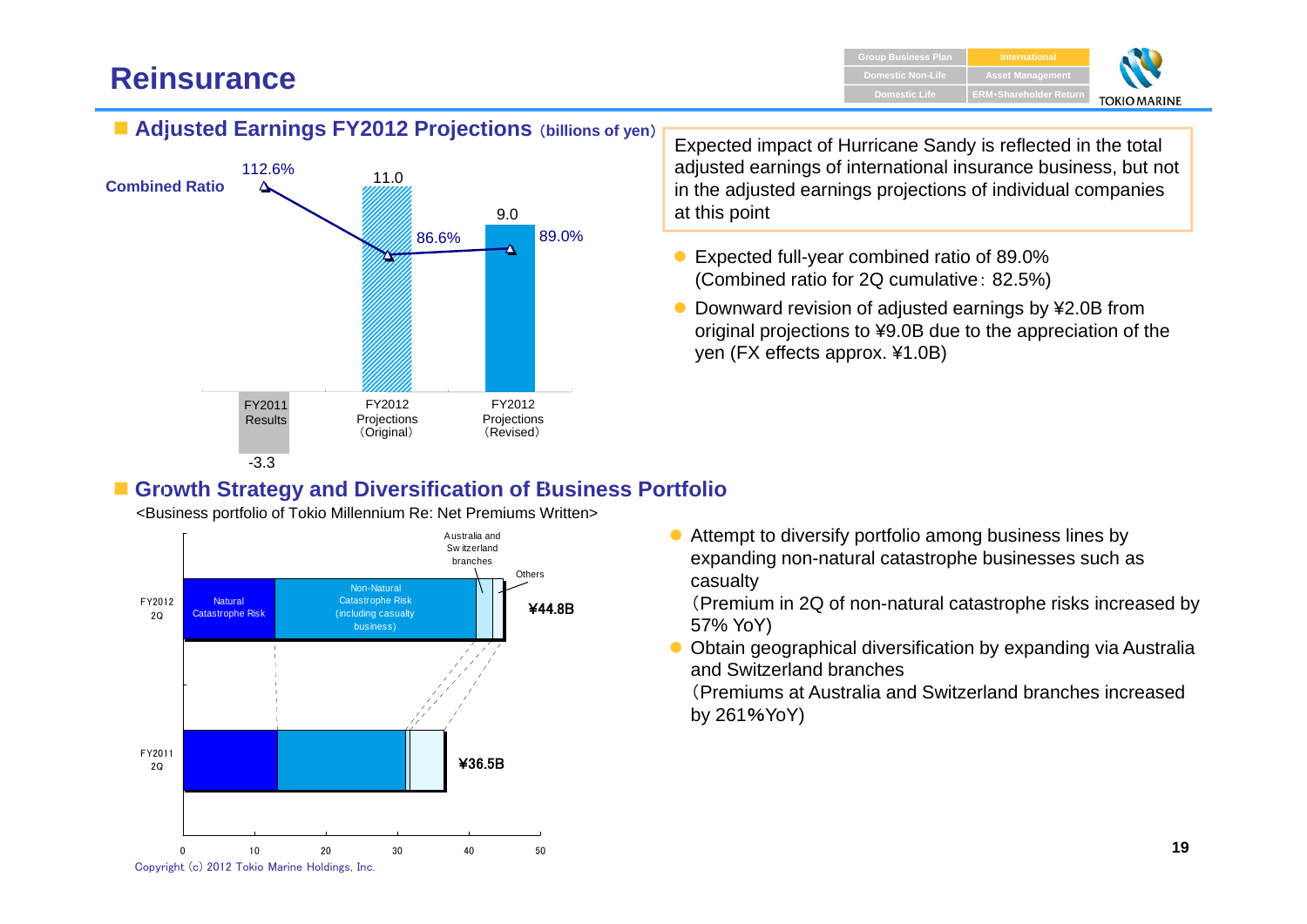# Reinsurance

## Adjusted Earnings FY2012 Projections (billions of yen)

| | FY2011 Results | FY2012 Projections (Original) | FY2012 Projections (Revised) |
|---|---|---|---|
| Adjusted Earnings | -3.3 | 11.0 | 9.0 |
| Combined Ratio | 112.6% | 86.6% | 89.0% |

Expected impact of Hurricane Sandy is reflected in the total adjusted earnings of international insurance business, but not in the adjusted earnings projections of individual companies at this point

- Expected full-year combined ratio of 89.0% (Combined ratio for 2Q cumulative: 82.5%)
- Downward revision of adjusted earnings by ¥2.0B from original projections to ¥9.0B due to the appreciation of the yen (FX effects approx. ¥1.0B)

## Growth Strategy and Diversification of Business Portfolio

<Business portfolio of Tokio Millennium Re: Net Premiums Written>

| | Natural Catastrophe Risk | Non-Natural Catastrophe Risk (including casualty business) | Australia and Switzerland branches | Others | Total |
|---|---|---|---|---|---|
| FY2012 2Q | | | | | ¥44.8B |
| FY2011 2Q | | | | | ¥36.5B |

- Attempt to diversify portfolio among business lines by expanding non-natural catastrophe businesses such as casualty
  (Premium in 2Q of non-natural catastrophe risks increased by 57% YoY)
- Obtain geographical diversification by expanding via Australia and Switzerland branches
  (Premiums at Australia and Switzerland branches increased by 261%YoY)

Copyright (c) 2012 Tokio Marine Holdings, Inc.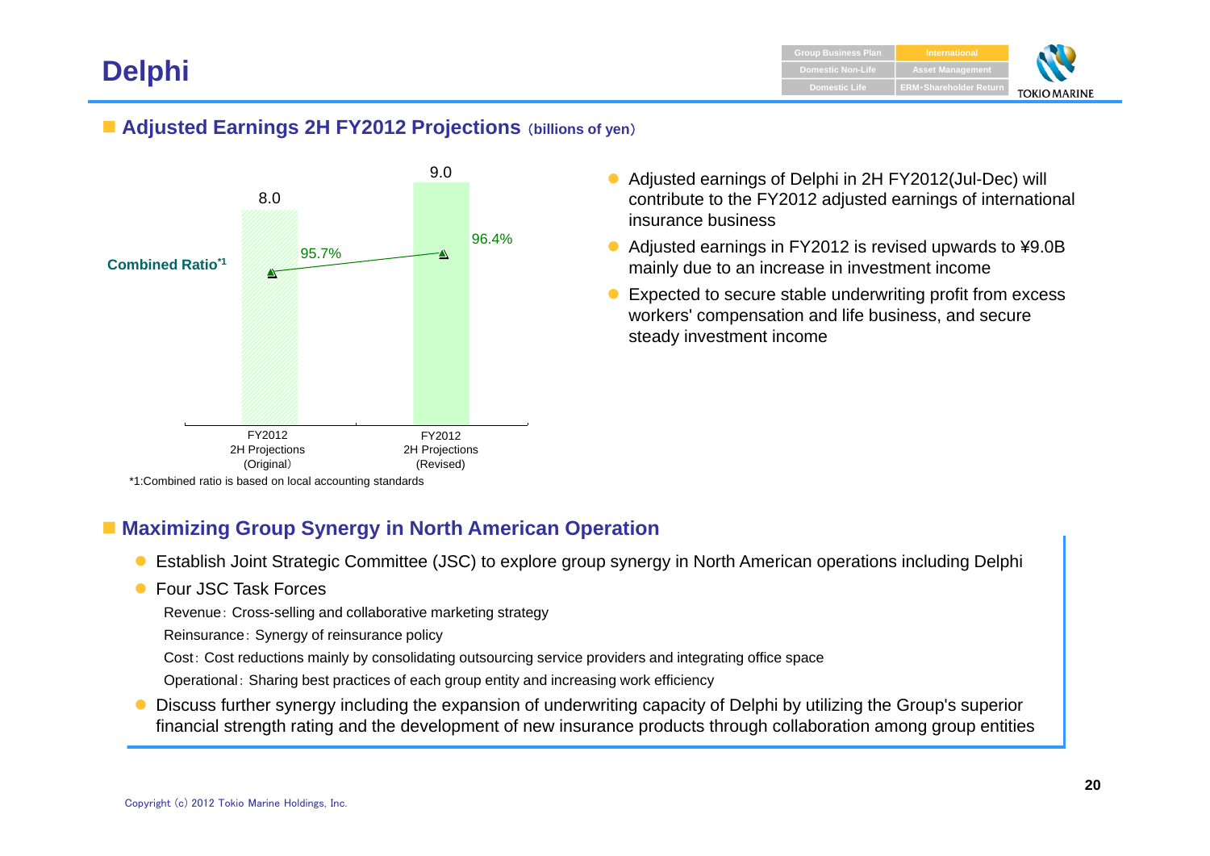# Delphi

## Adjusted Earnings 2H FY2012 Projections (billions of yen)

| | FY2012 2H Projections (Original) | FY2012 2H Projections (Revised) |
|---|---|---|
| Adjusted Earnings | 8.0 | 9.0 |
| Combined Ratio*1 | 95.7% | 96.4% |

*1:Combined ratio is based on local accounting standards

- Adjusted earnings of Delphi in 2H FY2012(Jul-Dec) will contribute to the FY2012 adjusted earnings of international insurance business
- Adjusted earnings in FY2012 is revised upwards to ¥9.0B mainly due to an increase in investment income
- Expected to secure stable underwriting profit from excess workers' compensation and life business, and secure steady investment income

## Maximizing Group Synergy in North American Operation

- Establish Joint Strategic Committee (JSC) to explore group synergy in North American operations including Delphi
- Four JSC Task Forces

  Revenue：Cross-selling and collaborative marketing strategy

  Reinsurance：Synergy of reinsurance policy

  Cost：Cost reductions mainly by consolidating outsourcing service providers and integrating office space

  Operational：Sharing best practices of each group entity and increasing work efficiency
- Discuss further synergy including the expansion of underwriting capacity of Delphi by utilizing the Group's superior financial strength rating and the development of new insurance products through collaboration among group entities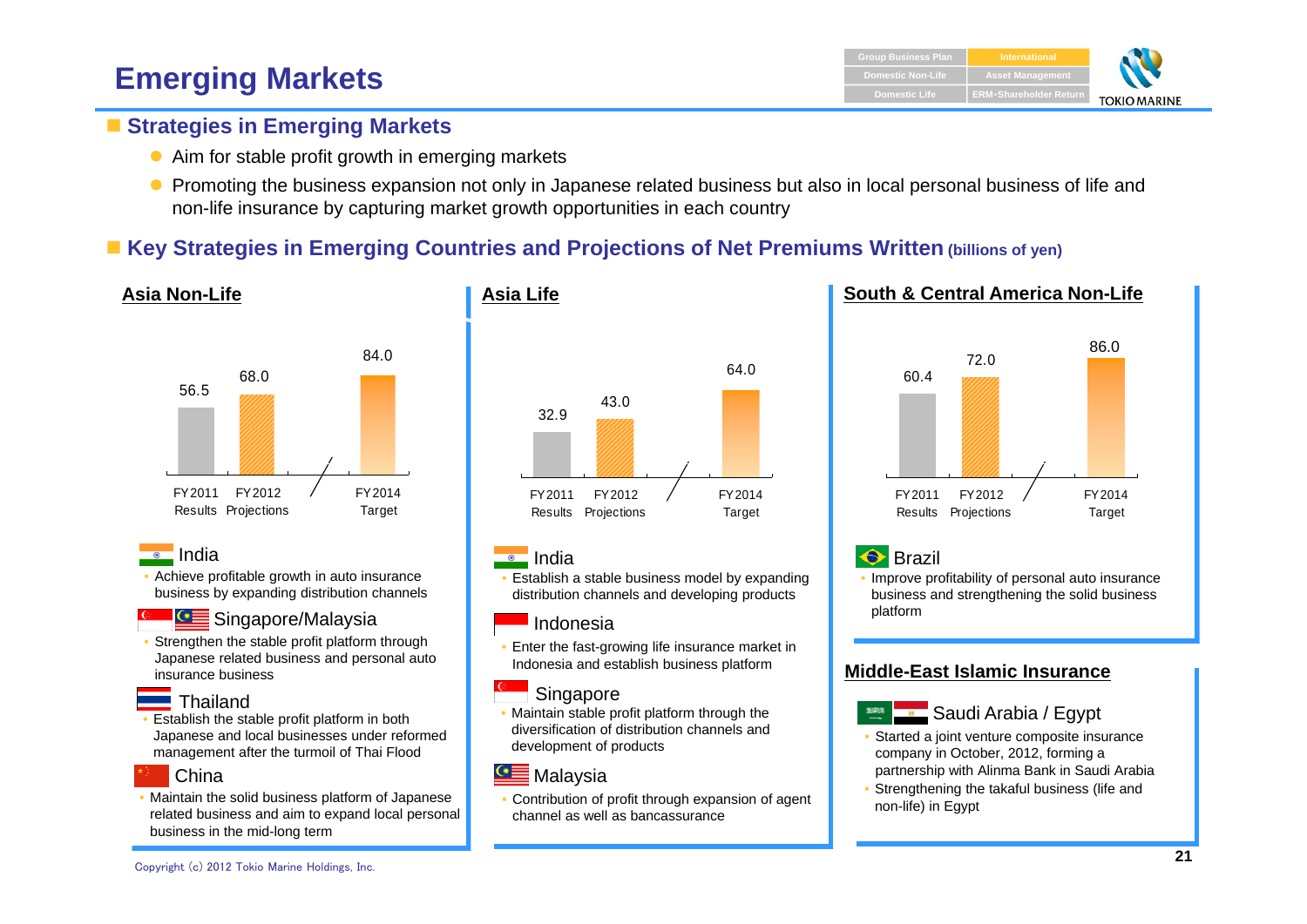# Emerging Markets

## Strategies in Emerging Markets

- Aim for stable profit growth in emerging markets
- Promoting the business expansion not only in Japanese related business but also in local personal business of life and non-life insurance by capturing market growth opportunities in each country

## Key Strategies in Emerging Countries and Projections of Net Premiums Written (billions of yen)

### Asia Non-Life

| FY2011 Results | FY2012 Projections | FY2014 Target |
|---|---|---|
| 56.5 | 68.0 | 84.0 |

**India**
- Achieve profitable growth in auto insurance business by expanding distribution channels

**Singapore/Malaysia**
- Strengthen the stable profit platform through Japanese related business and personal auto insurance business

**Thailand**
- Establish the stable profit platform in both Japanese and local businesses under reformed management after the turmoil of Thai Flood

**China**
- Maintain the solid business platform of Japanese related business and aim to expand local personal business in the mid-long term

### Asia Life

| FY2011 Results | FY2012 Projections | FY2014 Target |
|---|---|---|
| 32.9 | 43.0 | 64.0 |

**India**
- Establish a stable business model by expanding distribution channels and developing products

**Indonesia**
- Enter the fast-growing life insurance market in Indonesia and establish business platform

**Singapore**
- Maintain stable profit platform through the diversification of distribution channels and development of products

**Malaysia**
- Contribution of profit through expansion of agent channel as well as bancassurance

### South & Central America Non-Life

| FY2011 Results | FY2012 Projections | FY2014 Target |
|---|---|---|
| 60.4 | 72.0 | 86.0 |

**Brazil**
- Improve profitability of personal auto insurance business and strengthening the solid business platform

### Middle-East Islamic Insurance

**Saudi Arabia / Egypt**
- Started a joint venture composite insurance company in October, 2012, forming a partnership with Alinma Bank in Saudi Arabia
- Strengthening the takaful business (life and non-life) in Egypt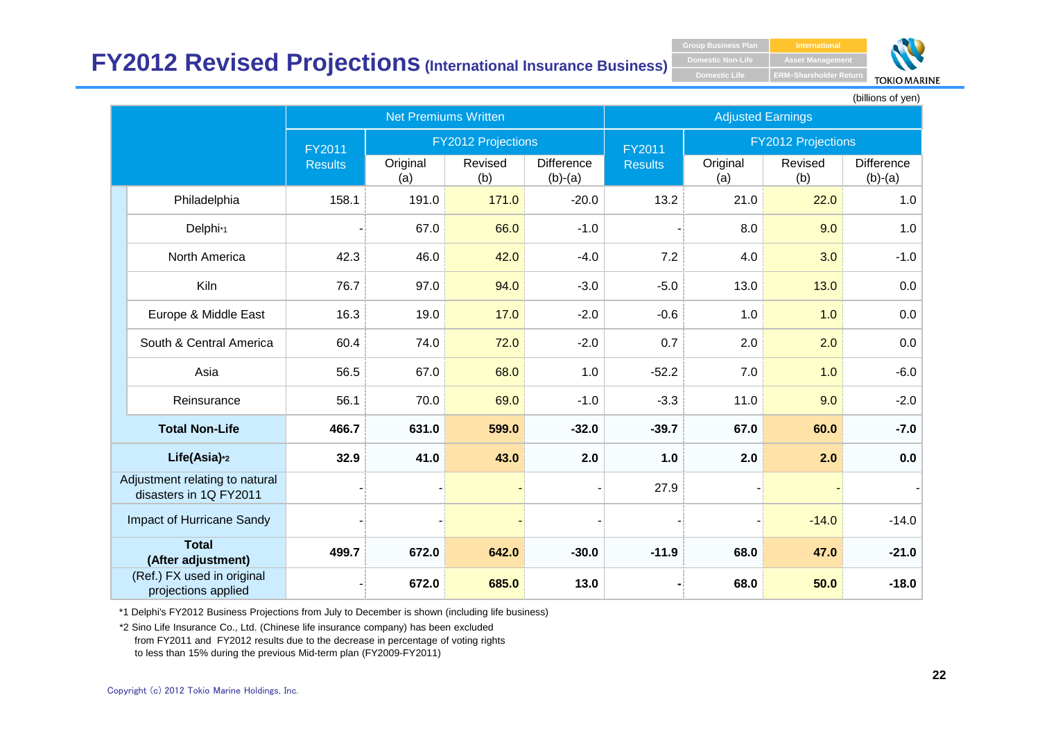# FY2012 Revised Projections (International Insurance Business)

(billions of yen)

| | Net Premiums Written | | | | Adjusted Earnings | | | |
|---|---|---|---|---|---|---|---|---|
| | FY2011 Results | FY2012 Projections | | | FY2011 Results | FY2012 Projections | | |
| | | Original (a) | Revised (b) | Difference (b)-(a) | | Original (a) | Revised (b) | Difference (b)-(a) |
| Philadelphia | 158.1 | 191.0 | 171.0 | -20.0 | 13.2 | 21.0 | 22.0 | 1.0 |
| Delphi[*1] | - | 67.0 | 66.0 | -1.0 | - | 8.0 | 9.0 | 1.0 |
| North America | 42.3 | 46.0 | 42.0 | -4.0 | 7.2 | 4.0 | 3.0 | -1.0 |
| Kiln | 76.7 | 97.0 | 94.0 | -3.0 | -5.0 | 13.0 | 13.0 | 0.0 |
| Europe & Middle East | 16.3 | 19.0 | 17.0 | -2.0 | -0.6 | 1.0 | 1.0 | 0.0 |
| South & Central America | 60.4 | 74.0 | 72.0 | -2.0 | 0.7 | 2.0 | 2.0 | 0.0 |
| Asia | 56.5 | 67.0 | 68.0 | 1.0 | -52.2 | 7.0 | 1.0 | -6.0 |
| Reinsurance | 56.1 | 70.0 | 69.0 | -1.0 | -3.3 | 11.0 | 9.0 | -2.0 |
| **Total Non-Life** | **466.7** | **631.0** | **599.0** | **-32.0** | **-39.7** | **67.0** | **60.0** | **-7.0** |
| **Life(Asia)[*2]** | **32.9** | **41.0** | **43.0** | **2.0** | **1.0** | **2.0** | **2.0** | **0.0** |
| Adjustment relating to natural disasters in 1Q FY2011 | - | - | - | - | 27.9 | - | - | - |
| Impact of Hurricane Sandy | - | - | - | - | - | - | -14.0 | -14.0 |
| **Total (After adjustment)** | **499.7** | **672.0** | **642.0** | **-30.0** | **-11.9** | **68.0** | **47.0** | **-21.0** |
| (Ref.) FX used in original projections applied | - | **672.0** | **685.0** | **13.0** | **-** | **68.0** | **50.0** | **-18.0** |

*1 Delphi's FY2012 Business Projections from July to December is shown (including life business)

*2 Sino Life Insurance Co., Ltd. (Chinese life insurance company) has been excluded from FY2011 and FY2012 results due to the decrease in percentage of voting rights to less than 15% during the previous Mid-term plan (FY2009-FY2011)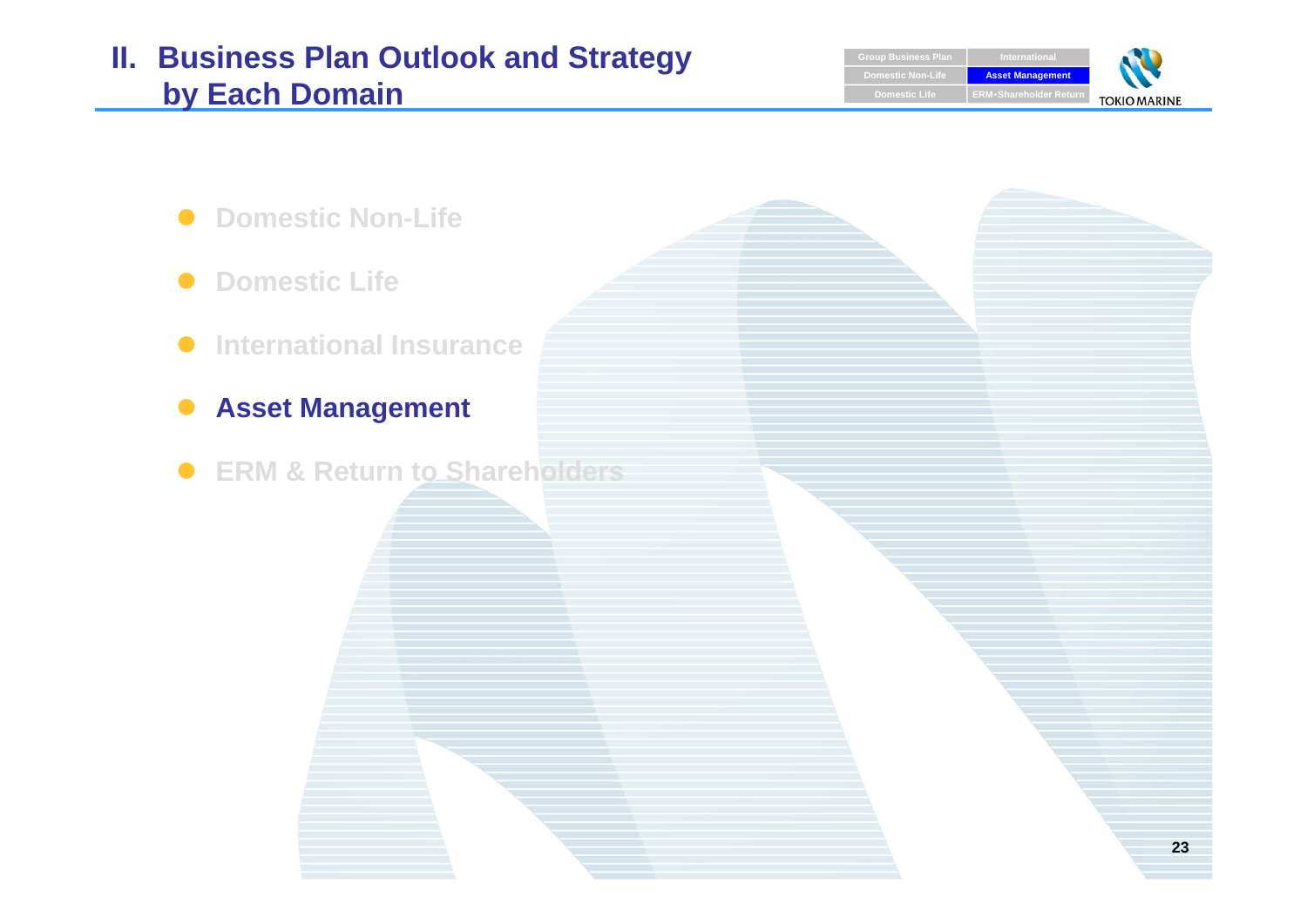# II. Business Plan Outlook and Strategy by Each Domain

- Domestic Non-Life
- Domestic Life
- International Insurance
- **Asset Management**
- ERM & Return to Shareholders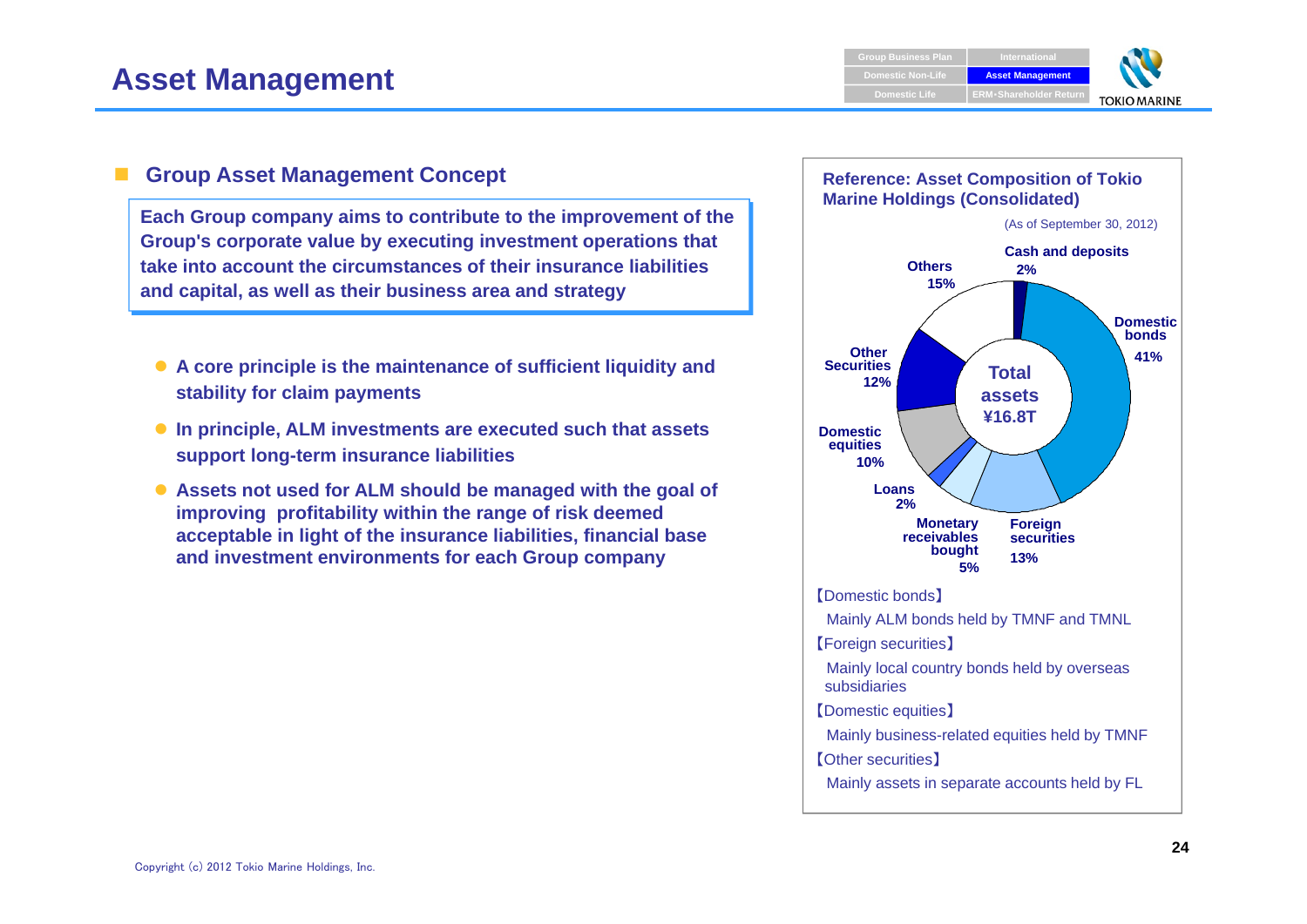# Asset Management

## Group Asset Management Concept

**Each Group company aims to contribute to the improvement of the Group's corporate value by executing investment operations that take into account the circumstances of their insurance liabilities and capital, as well as their business area and strategy**

- **A core principle is the maintenance of sufficient liquidity and stability for claim payments**
- **In principle, ALM investments are executed such that assets support long-term insurance liabilities**
- **Assets not used for ALM should be managed with the goal of improving profitability within the range of risk deemed acceptable in light of the insurance liabilities, financial base and investment environments for each Group company**

### Reference: Asset Composition of Tokio Marine Holdings (Consolidated)

(As of September 30, 2012)

Total assets ¥16.8T

| Asset | Share |
|---|---|
| Cash and deposits | 2% |
| Domestic bonds | 41% |
| Foreign securities | 13% |
| Monetary receivables bought | 5% |
| Loans | 2% |
| Domestic equities | 10% |
| Other Securities | 12% |
| Others | 15% |

【Domestic bonds】
Mainly ALM bonds held by TMNF and TMNL

【Foreign securities】
Mainly local country bonds held by overseas subsidiaries

【Domestic equities】
Mainly business-related equities held by TMNF

【Other securities】
Mainly assets in separate accounts held by FL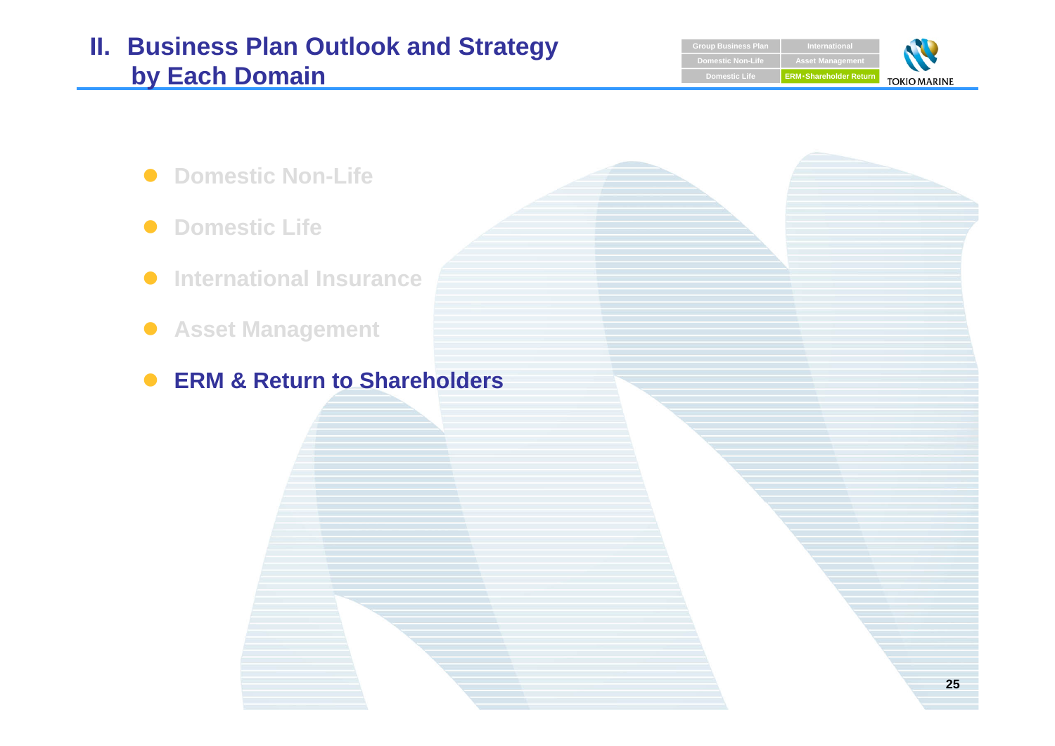# II. Business Plan Outlook and Strategy by Each Domain

| Group Business Plan | International |
| --- | --- |
| Domestic Non-Life | Asset Management |
| Domestic Life | ERM･Shareholder Return |

- Domestic Non-Life
- Domestic Life
- International Insurance
- Asset Management
- **ERM & Return to Shareholders**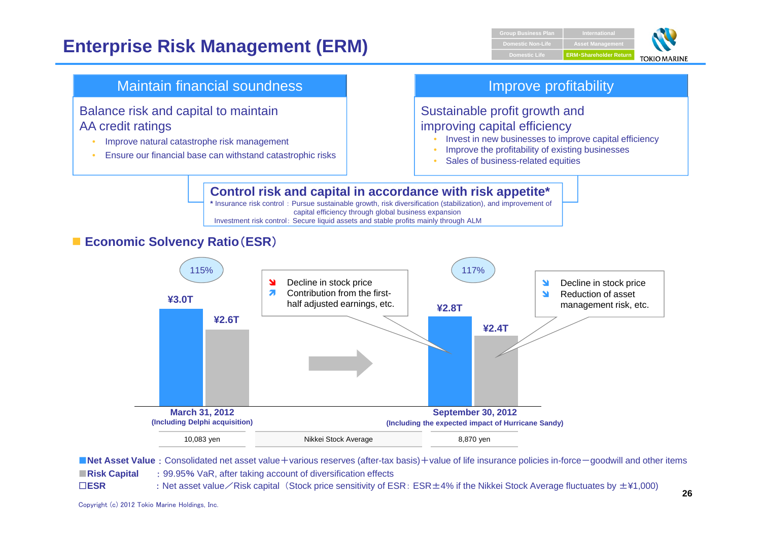# Enterprise Risk Management (ERM)

## Maintain financial soundness

Balance risk and capital to maintain AA credit ratings

- Improve natural catastrophe risk management
- Ensure our financial base can withstand catastrophic risks

## Improve profitability

Sustainable profit growth and improving capital efficiency

- Invest in new businesses to improve capital efficiency
- Improve the profitability of existing businesses
- Sales of business-related equities

### Control risk and capital in accordance with risk appetite*

* Insurance risk control：Pursue sustainable growth, risk diversification (stabilization), and improvement of capital efficiency through global business expansion

Investment risk control：Secure liquid assets and stable profits mainly through ALM

## Economic Solvency Ratio（ESR）

| | March 31, 2012 (Including Delphi acquisition) | September 30, 2012 (Including the expected impact of Hurricane Sandy) |
|---|---|---|
| ESR | 115% | 117% |
| Net Asset Value | ¥3.0T | ¥2.8T |
| Risk Capital | ¥2.6T | ¥2.4T |
| Nikkei Stock Average | 10,083 yen | 8,870 yen |

Net Asset Value:
- ↘ Decline in stock price
- ↗ Contribution from the first-half adjusted earnings, etc.

Risk Capital:
- ↘ Decline in stock price
- ↘ Reduction of asset management risk, etc.

**Net Asset Value**：Consolidated net asset value＋various reserves (after-tax basis)＋value of life insurance policies in-force－goodwill and other items

**Risk Capital**：99.95% VaR, after taking account of diversification effects

**ESR**：Net asset value／Risk capital（Stock price sensitivity of ESR：ESR±4% if the Nikkei Stock Average fluctuates by ±¥1,000)

Copyright (c) 2012 Tokio Marine Holdings, Inc.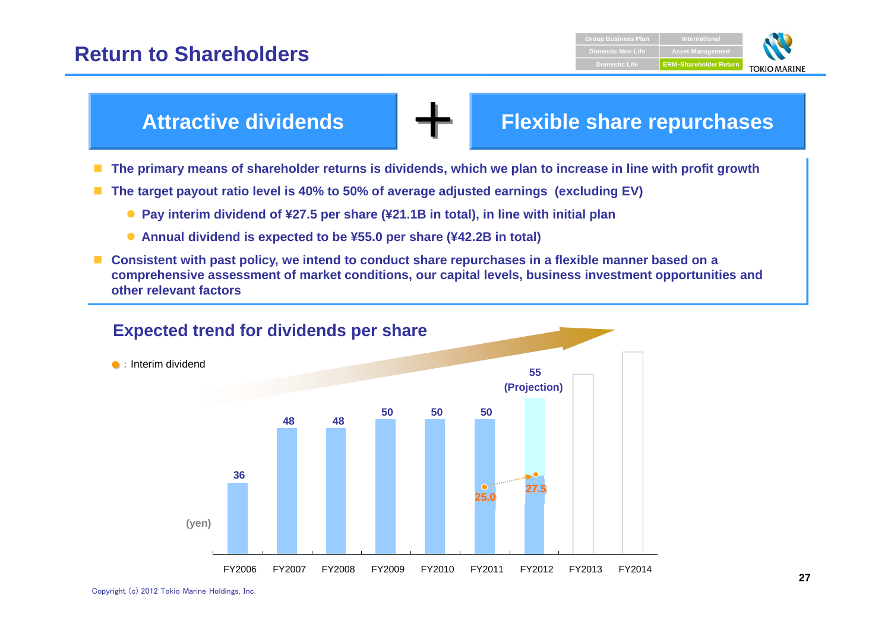# Return to Shareholders

**Attractive dividends** + **Flexible share repurchases**

- **The primary means of shareholder returns is dividends, which we plan to increase in line with profit growth**
- **The target payout ratio level is 40% to 50% of average adjusted earnings (excluding EV)**
  - **Pay interim dividend of ¥27.5 per share (¥21.1B in total), in line with initial plan**
  - **Annual dividend is expected to be ¥55.0 per share (¥42.2B in total)**
- **Consistent with past policy, we intend to conduct share repurchases in a flexible manner based on a comprehensive assessment of market conditions, our capital levels, business investment opportunities and other relevant factors**

## Expected trend for dividends per share

●: Interim dividend

(yen)

| | FY2006 | FY2007 | FY2008 | FY2009 | FY2010 | FY2011 | FY2012 | FY2013 | FY2014 |
|---|---|---|---|---|---|---|---|---|---|
| Dividends per share | 36 | 48 | 48 | 50 | 50 | 50 | 55 (Projection) | | |
| Interim dividend | | | | | | 25.0 | 27.5 | | |

Copyright (c) 2012 Tokio Marine Holdings, Inc.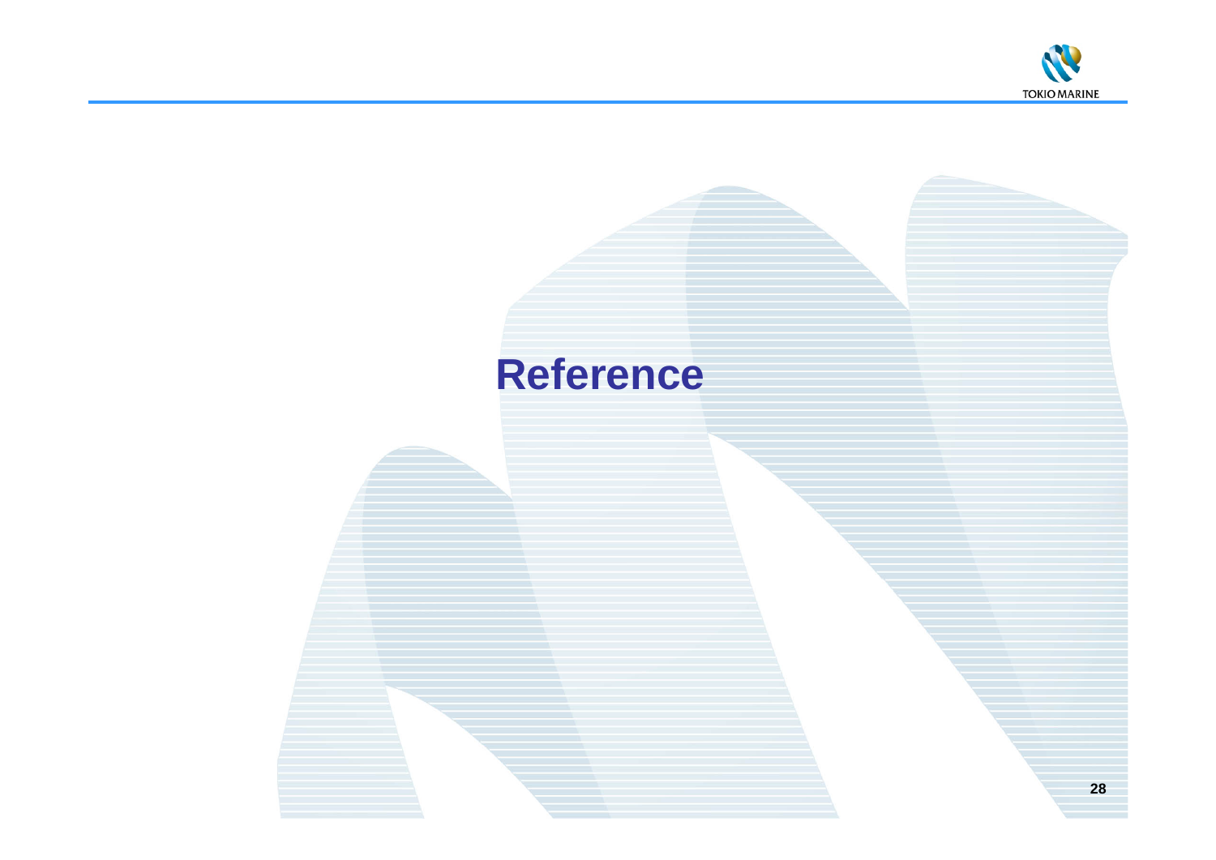# Reference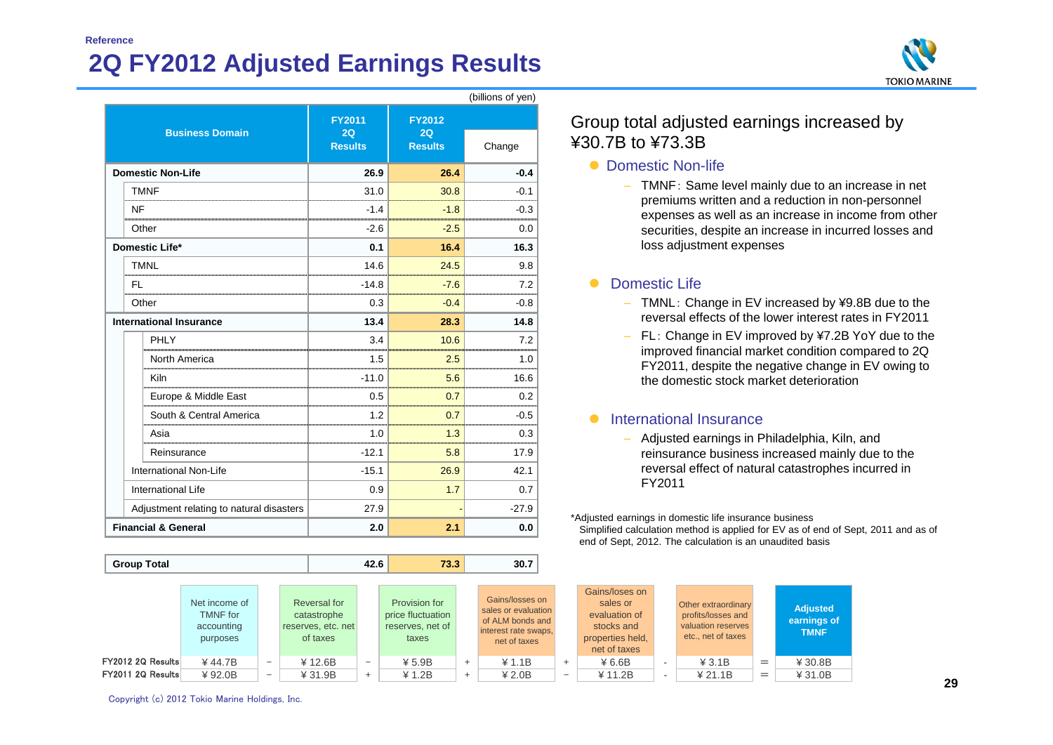Reference

# 2Q FY2012 Adjusted Earnings Results

(billions of yen)

| Business Domain | FY2011 2Q Results | FY2012 2Q Results | Change |
|---|---|---|---|
| **Domestic Non-Life** | **26.9** | **26.4** | **-0.4** |
| TMNF | 31.0 | 30.8 | -0.1 |
| NF | -1.4 | -1.8 | -0.3 |
| Other | -2.6 | -2.5 | 0.0 |
| **Domestic Life*** | **0.1** | **16.4** | **16.3** |
| TMNL | 14.6 | 24.5 | 9.8 |
| FL | -14.8 | -7.6 | 7.2 |
| Other | 0.3 | -0.4 | -0.8 |
| **International Insurance** | **13.4** | **28.3** | **14.8** |
| PHLY | 3.4 | 10.6 | 7.2 |
| North America | 1.5 | 2.5 | 1.0 |
| Kiln | -11.0 | 5.6 | 16.6 |
| Europe & Middle East | 0.5 | 0.7 | 0.2 |
| South & Central America | 1.2 | 0.7 | -0.5 |
| Asia | 1.0 | 1.3 | 0.3 |
| Reinsurance | -12.1 | 5.8 | 17.9 |
| International Non-Life | -15.1 | 26.9 | 42.1 |
| International Life | 0.9 | 1.7 | 0.7 |
| Adjustment relating to natural disasters | 27.9 | - | -27.9 |
| **Financial & General** | **2.0** | **2.1** | **0.0** |
| **Group Total** | **42.6** | **73.3** | **30.7** |

Group total adjusted earnings increased by ¥30.7B to ¥73.3B

- Domestic Non-Life
  - TMNF: Same level mainly due to an increase in net premiums written and a reduction in non-personnel expenses as well as an increase in income from other securities, despite an increase in incurred losses and loss adjustment expenses
- Domestic Life
  - TMNL: Change in EV increased by ¥9.8B due to the reversal effects of the lower interest rates in FY2011
  - FL: Change in EV improved by ¥7.2B YoY due to the improved financial market condition compared to 2Q FY2011, despite the negative change in EV owing to the domestic stock market deterioration
- International Insurance
  - Adjusted earnings in Philadelphia, Kiln, and reinsurance business increased mainly due to the reversal effect of natural catastrophes incurred in FY2011

*Adjusted earnings in domestic life insurance business
Simplified calculation method is applied for EV as of end of Sept, 2011 and as of end of Sept, 2012. The calculation is an unaudited basis

| | Net income of TMNF for accounting purposes | | Reversal for catastrophe reserves, etc. net of taxes | | Provision for price fluctuation reserves, net of taxes | | Gains/losses on sales or evaluation of ALM bonds and interest rate swaps, net of taxes | | Gains/loses on sales or evaluation of stocks and properties held, net of taxes | | Other extraordinary profits/losses and valuation reserves etc., net of taxes | | Adjusted earnings of TMNF |
|---|---|---|---|---|---|---|---|---|---|---|---|---|---|
| FY2012 2Q Results | ¥44.7B | − | ¥12.6B | − | ¥5.9B | + | ¥1.1B | + | ¥6.6B | - | ¥3.1B | = | ¥30.8B |
| FY2011 2Q Results | ¥92.0B | − | ¥31.9B | + | ¥1.2B | + | ¥2.0B | − | ¥11.2B | - | ¥21.1B | = | ¥31.0B |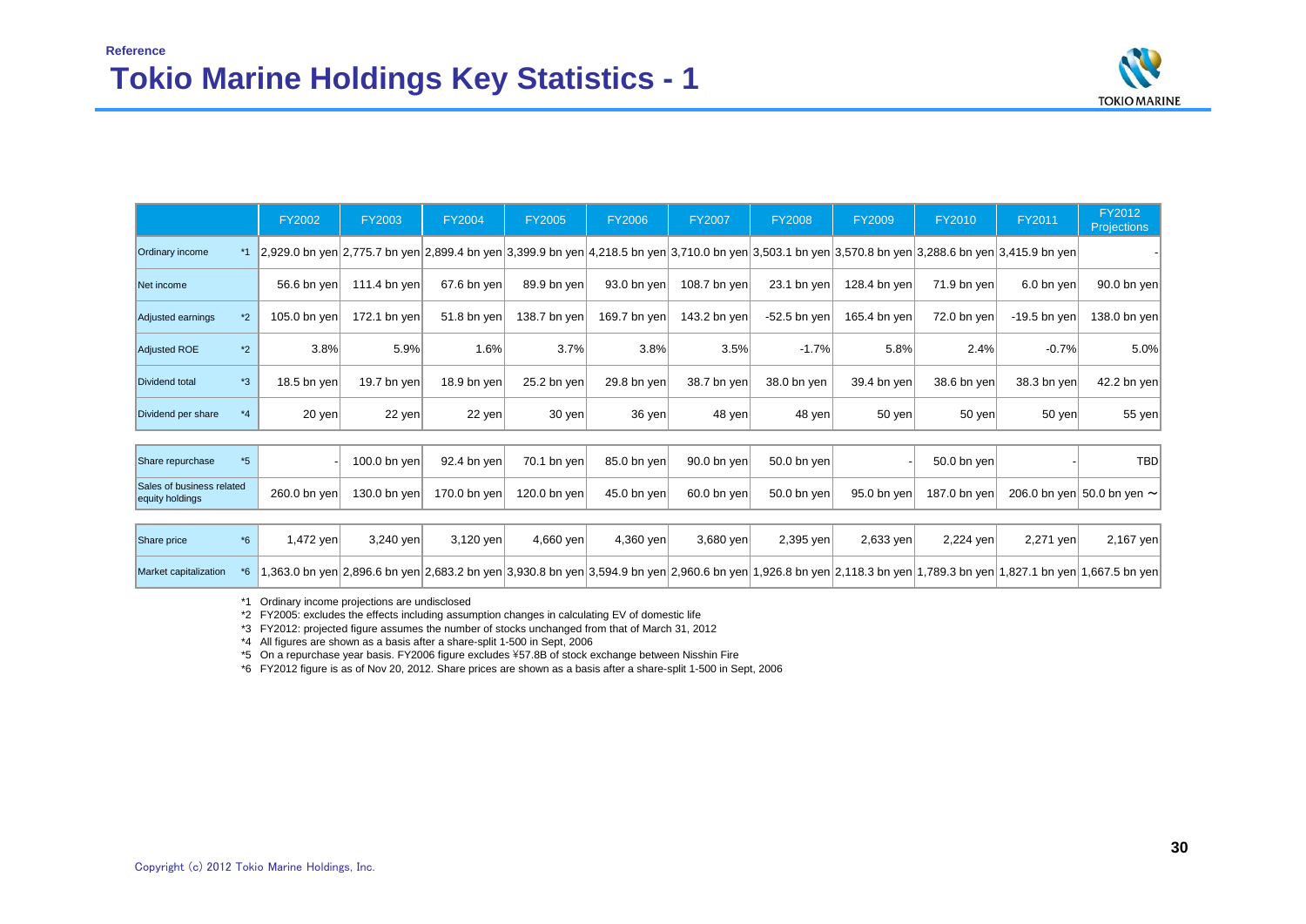Reference

# Tokio Marine Holdings Key Statistics - 1

| | | FY2002 | FY2003 | FY2004 | FY2005 | FY2006 | FY2007 | FY2008 | FY2009 | FY2010 | FY2011 | FY2012 Projections |
|---|---|---|---|---|---|---|---|---|---|---|---|---|
| Ordinary income | *1 | 2,929.0 bn yen | 2,775.7 bn yen | 2,899.4 bn yen | 3,399.9 bn yen | 4,218.5 bn yen | 3,710.0 bn yen | 3,503.1 bn yen | 3,570.8 bn yen | 3,288.6 bn yen | 3,415.9 bn yen | - |
| Net income | | 56.6 bn yen | 111.4 bn yen | 67.6 bn yen | 89.9 bn yen | 93.0 bn yen | 108.7 bn yen | 23.1 bn yen | 128.4 bn yen | 71.9 bn yen | 6.0 bn yen | 90.0 bn yen |
| Adjusted earnings | *2 | 105.0 bn yen | 172.1 bn yen | 51.8 bn yen | 138.7 bn yen | 169.7 bn yen | 143.2 bn yen | -52.5 bn yen | 165.4 bn yen | 72.0 bn yen | -19.5 bn yen | 138.0 bn yen |
| Adjusted ROE | *2 | 3.8% | 5.9% | 1.6% | 3.7% | 3.8% | 3.5% | -1.7% | 5.8% | 2.4% | -0.7% | 5.0% |
| Dividend total | *3 | 18.5 bn yen | 19.7 bn yen | 18.9 bn yen | 25.2 bn yen | 29.8 bn yen | 38.7 bn yen | 38.0 bn yen | 39.4 bn yen | 38.6 bn yen | 38.3 bn yen | 42.2 bn yen |
| Dividend per share | *4 | 20 yen | 22 yen | 22 yen | 30 yen | 36 yen | 48 yen | 48 yen | 50 yen | 50 yen | 50 yen | 55 yen |
| Share repurchase | *5 | - | 100.0 bn yen | 92.4 bn yen | 70.1 bn yen | 85.0 bn yen | 90.0 bn yen | 50.0 bn yen | - | 50.0 bn yen | - | TBD |
| Sales of business related equity holdings | | 260.0 bn yen | 130.0 bn yen | 170.0 bn yen | 120.0 bn yen | 45.0 bn yen | 60.0 bn yen | 50.0 bn yen | 95.0 bn yen | 187.0 bn yen | 206.0 bn yen | 50.0 bn yen ~ |
| Share price | *6 | 1,472 yen | 3,240 yen | 3,120 yen | 4,660 yen | 4,360 yen | 3,680 yen | 2,395 yen | 2,633 yen | 2,224 yen | 2,271 yen | 2,167 yen |
| Market capitalization | *6 | 1,363.0 bn yen | 2,896.6 bn yen | 2,683.2 bn yen | 3,930.8 bn yen | 3,594.9 bn yen | 2,960.6 bn yen | 1,926.8 bn yen | 2,118.3 bn yen | 1,789.3 bn yen | 1,827.1 bn yen | 1,667.5 bn yen |

*1 Ordinary income projections are undisclosed

*2 FY2005: excludes the effects including assumption changes in calculating EV of domestic life

*3 FY2012: projected figure assumes the number of stocks unchanged from that of March 31, 2012

*4 All figures are shown as a basis after a share-split 1-500 in Sept, 2006

*5 On a repurchase year basis. FY2006 figure excludes ¥57.8B of stock exchange between Nisshin Fire

*6 FY2012 figure is as of Nov 20, 2012. Share prices are shown as a basis after a share-split 1-500 in Sept, 2006

Copyright (c) 2012 Tokio Marine Holdings, Inc.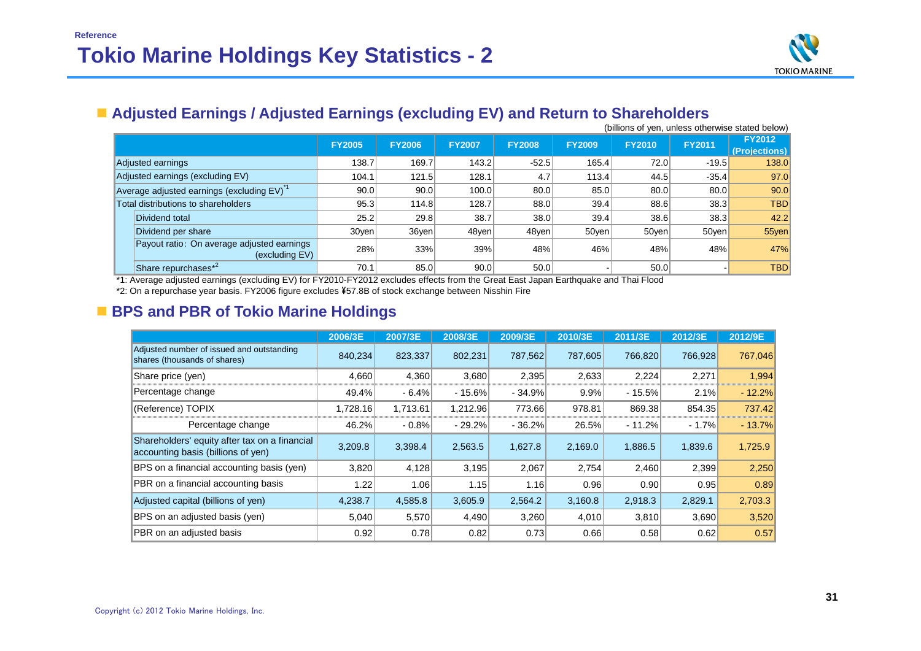Reference

# Tokio Marine Holdings Key Statistics - 2

## Adjusted Earnings / Adjusted Earnings (excluding EV) and Return to Shareholders

(billions of yen, unless otherwise stated below)

| | FY2005 | FY2006 | FY2007 | FY2008 | FY2009 | FY2010 | FY2011 | FY2012 (Projections) |
|---|---|---|---|---|---|---|---|---|
| Adjusted earnings | 138.7 | 169.7 | 143.2 | -52.5 | 165.4 | 72.0 | -19.5 | 138.0 |
| Adjusted earnings (excluding EV) | 104.1 | 121.5 | 128.1 | 4.7 | 113.4 | 44.5 | -35.4 | 97.0 |
| Average adjusted earnings (excluding EV)*1 | 90.0 | 90.0 | 100.0 | 80.0 | 85.0 | 80.0 | 80.0 | 90.0 |
| Total distributions to shareholders | 95.3 | 114.8 | 128.7 | 88.0 | 39.4 | 88.6 | 38.3 | TBD |
| Dividend total | 25.2 | 29.8 | 38.7 | 38.0 | 39.4 | 38.6 | 38.3 | 42.2 |
| Dividend per share | 30yen | 36yen | 48yen | 48yen | 50yen | 50yen | 50yen | 55yen |
| Payout ratio: On average adjusted earnings (excluding EV) | 28% | 33% | 39% | 48% | 46% | 48% | 48% | 47% |
| Share repurchases*2 | 70.1 | 85.0 | 90.0 | 50.0 | - | 50.0 | - | TBD |

*1: Average adjusted earnings (excluding EV) for FY2010-FY2012 excludes effects from the Great East Japan Earthquake and Thai Flood

*2: On a repurchase year basis. FY2006 figure excludes ¥57.8B of stock exchange between Nisshin Fire

## BPS and PBR of Tokio Marine Holdings

| | 2006/3E | 2007/3E | 2008/3E | 2009/3E | 2010/3E | 2011/3E | 2012/3E | 2012/9E |
|---|---|---|---|---|---|---|---|---|
| Adjusted number of issued and outstanding shares (thousands of shares) | 840,234 | 823,337 | 802,231 | 787,562 | 787,605 | 766,820 | 766,928 | 767,046 |
| Share price (yen) | 4,660 | 4,360 | 3,680 | 2,395 | 2,633 | 2,224 | 2,271 | 1,994 |
| Percentage change | 49.4% | - 6.4% | - 15.6% | - 34.9% | 9.9% | - 15.5% | 2.1% | - 12.2% |
| (Reference) TOPIX | 1,728.16 | 1,713.61 | 1,212.96 | 773.66 | 978.81 | 869.38 | 854.35 | 737.42 |
| Percentage change | 46.2% | - 0.8% | - 29.2% | - 36.2% | 26.5% | - 11.2% | - 1.7% | - 13.7% |
| Shareholders' equity after tax on a financial accounting basis (billions of yen) | 3,209.8 | 3,398.4 | 2,563.5 | 1,627.8 | 2,169.0 | 1,886.5 | 1,839.6 | 1,725.9 |
| BPS on a financial accounting basis (yen) | 3,820 | 4,128 | 3,195 | 2,067 | 2,754 | 2,460 | 2,399 | 2,250 |
| PBR on a financial accounting basis | 1.22 | 1.06 | 1.15 | 1.16 | 0.96 | 0.90 | 0.95 | 0.89 |
| Adjusted capital (billions of yen) | 4,238.7 | 4,585.8 | 3,605.9 | 2,564.2 | 3,160.8 | 2,918.3 | 2,829.1 | 2,703.3 |
| BPS on an adjusted basis (yen) | 5,040 | 5,570 | 4,490 | 3,260 | 4,010 | 3,810 | 3,690 | 3,520 |
| PBR on an adjusted basis | 0.92 | 0.78 | 0.82 | 0.73 | 0.66 | 0.58 | 0.62 | 0.57 |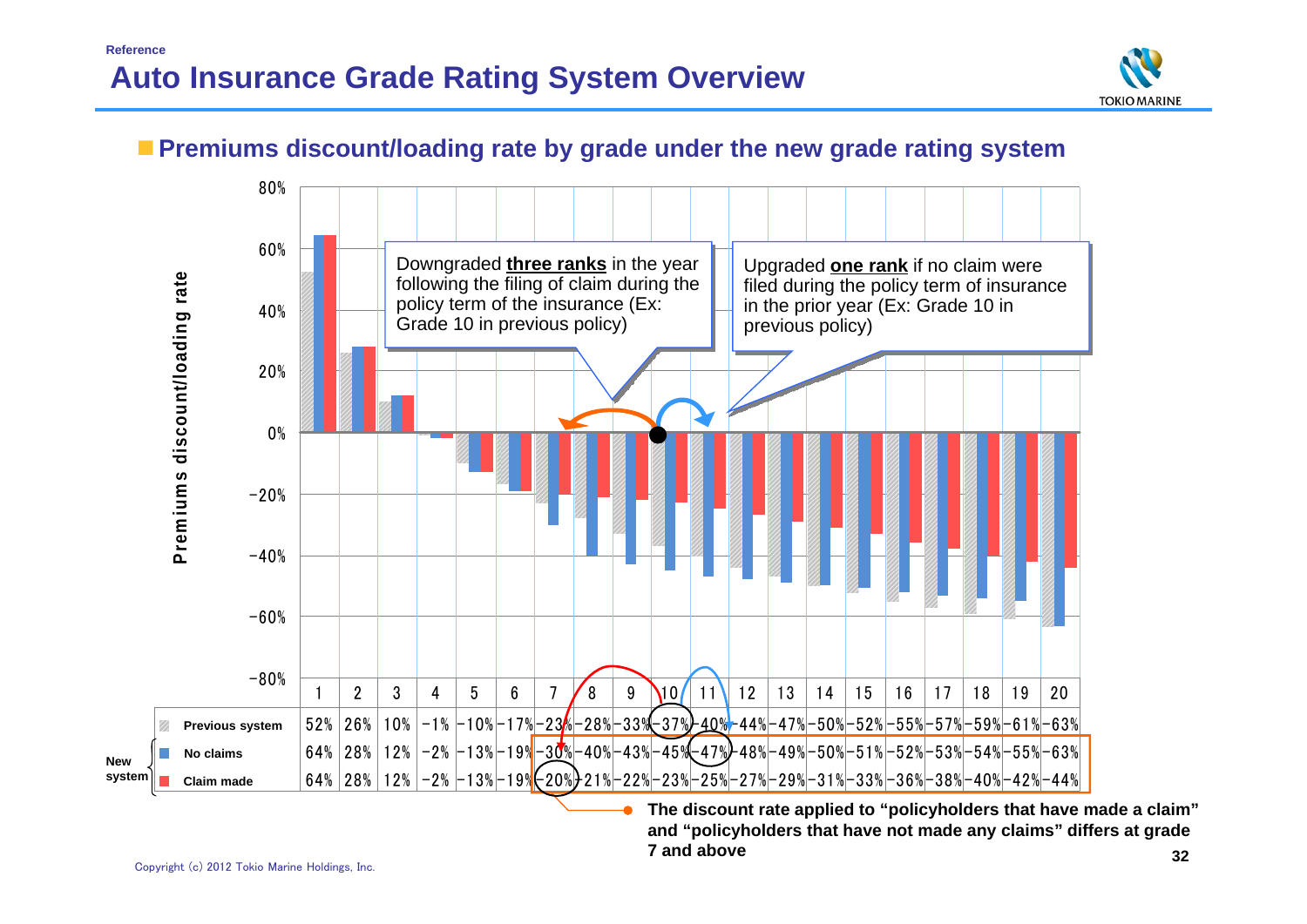Reference

# Auto Insurance Grade Rating System Overview

## Premiums discount/loading rate by grade under the new grade rating system

Downgraded **three ranks** in the year following the filing of claim during the policy term of the insurance (Ex: Grade 10 in previous policy)

Upgraded **one rank** if no claim were filed during the policy term of insurance in the prior year (Ex: Grade 10 in previous policy)

Premiums discount/loading rate

| | | 1 | 2 | 3 | 4 | 5 | 6 | 7 | 8 | 9 | 10 | 11 | 12 | 13 | 14 | 15 | 16 | 17 | 18 | 19 | 20 |
|---|---|---|---|---|---|---|---|---|---|---|---|---|---|---|---|---|---|---|---|---|---|
| Previous system | | 52% | 26% | 10% | -1% | -10% | -17% | -23% | -28% | -33% | -37% | -40% | -44% | -47% | -50% | -52% | -55% | -57% | -59% | -61% | -63% |
| New system | No claims | 64% | 28% | 12% | -2% | -13% | -19% | -30% | -40% | -43% | -45% | -47% | -48% | -49% | -50% | -51% | -52% | -53% | -54% | -55% | -63% |
| | Claim made | 64% | 28% | 12% | -2% | -13% | -19% | -20% | -21% | -22% | -23% | -25% | -27% | -29% | -31% | -33% | -36% | -38% | -40% | -42% | -44% |

**The discount rate applied to "policyholders that have made a claim" and "policyholders that have not made any claims" differs at grade 7 and above**

Copyright (c) 2012 Tokio Marine Holdings, Inc.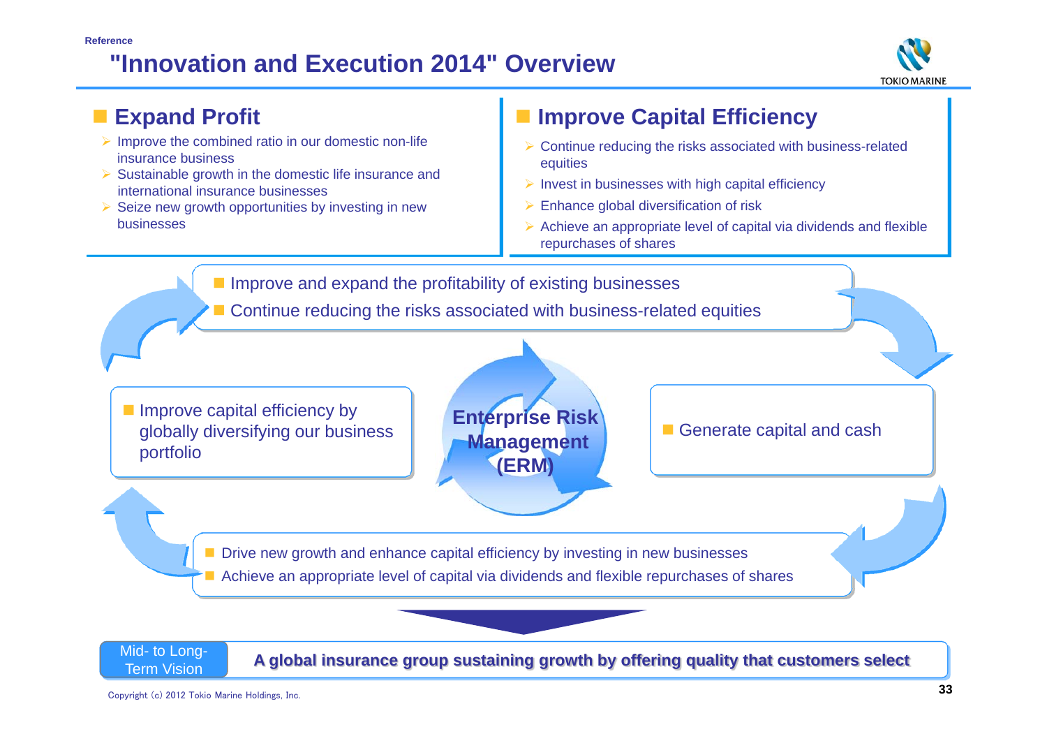Reference

# "Innovation and Execution 2014" Overview

## Expand Profit

- Improve the combined ratio in our domestic non-life insurance business
- Sustainable growth in the domestic life insurance and international insurance businesses
- Seize new growth opportunities by investing in new businesses

## Improve Capital Efficiency

- Continue reducing the risks associated with business-related equities
- Invest in businesses with high capital efficiency
- Enhance global diversification of risk
- Achieve an appropriate level of capital via dividends and flexible repurchases of shares

---

- Improve and expand the profitability of existing businesses
- Continue reducing the risks associated with business-related equities

- Generate capital and cash

**Enterprise Risk Management (ERM)**

- Drive new growth and enhance capital efficiency by investing in new businesses
- Achieve an appropriate level of capital via dividends and flexible repurchases of shares

- Improve capital efficiency by globally diversifying our business portfolio

---

**Mid- to Long-Term Vision:** **A global insurance group sustaining growth by offering quality that customers select**

Copyright (c) 2012 Tokio Marine Holdings, Inc.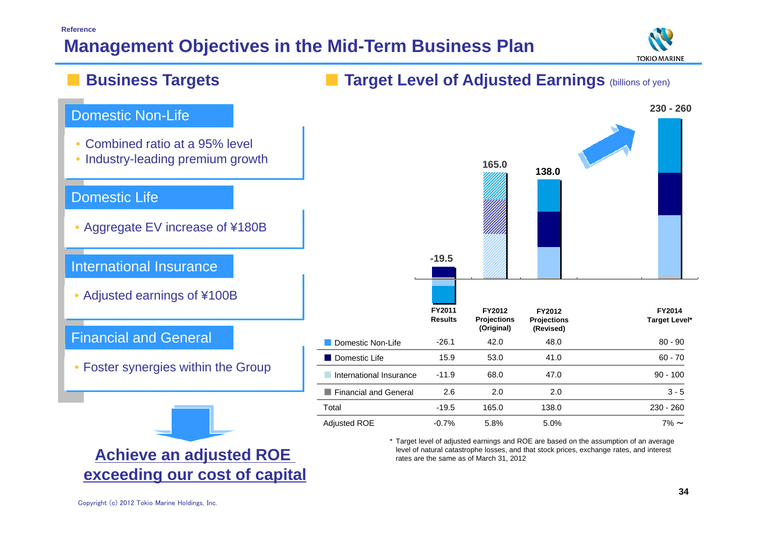Reference

# Management Objectives in the Mid-Term Business Plan

## Business Targets

### Domestic Non-Life

- Combined ratio at a 95% level
- Industry-leading premium growth

### Domestic Life

- Aggregate EV increase of ¥180B

### International Insurance

- Adjusted earnings of ¥100B

### Financial and General

- Foster synergies within the Group

**Achieve an adjusted ROE exceeding our cost of capital**

## Target Level of Adjusted Earnings (billions of yen)

| | FY2011 Results | FY2012 Projections (Original) | FY2012 Projections (Revised) | FY2014 Target Level* |
|---|---|---|---|---|
| Domestic Non-Life | -26.1 | 42.0 | 48.0 | 80 - 90 |
| Domestic Life | 15.9 | 53.0 | 41.0 | 60 - 70 |
| International Insurance | -11.9 | 68.0 | 47.0 | 90 - 100 |
| Financial and General | 2.6 | 2.0 | 2.0 | 3 - 5 |
| Total | -19.5 | 165.0 | 138.0 | 230 - 260 |
| Adjusted ROE | -0.7% | 5.8% | 5.0% | 7% ~ |

\* Target level of adjusted earnings and ROE are based on the assumption of an average level of natural catastrophe losses, and that stock prices, exchange rates, and interest rates are the same as of March 31, 2012

Copyright (c) 2012 Tokio Marine Holdings, Inc.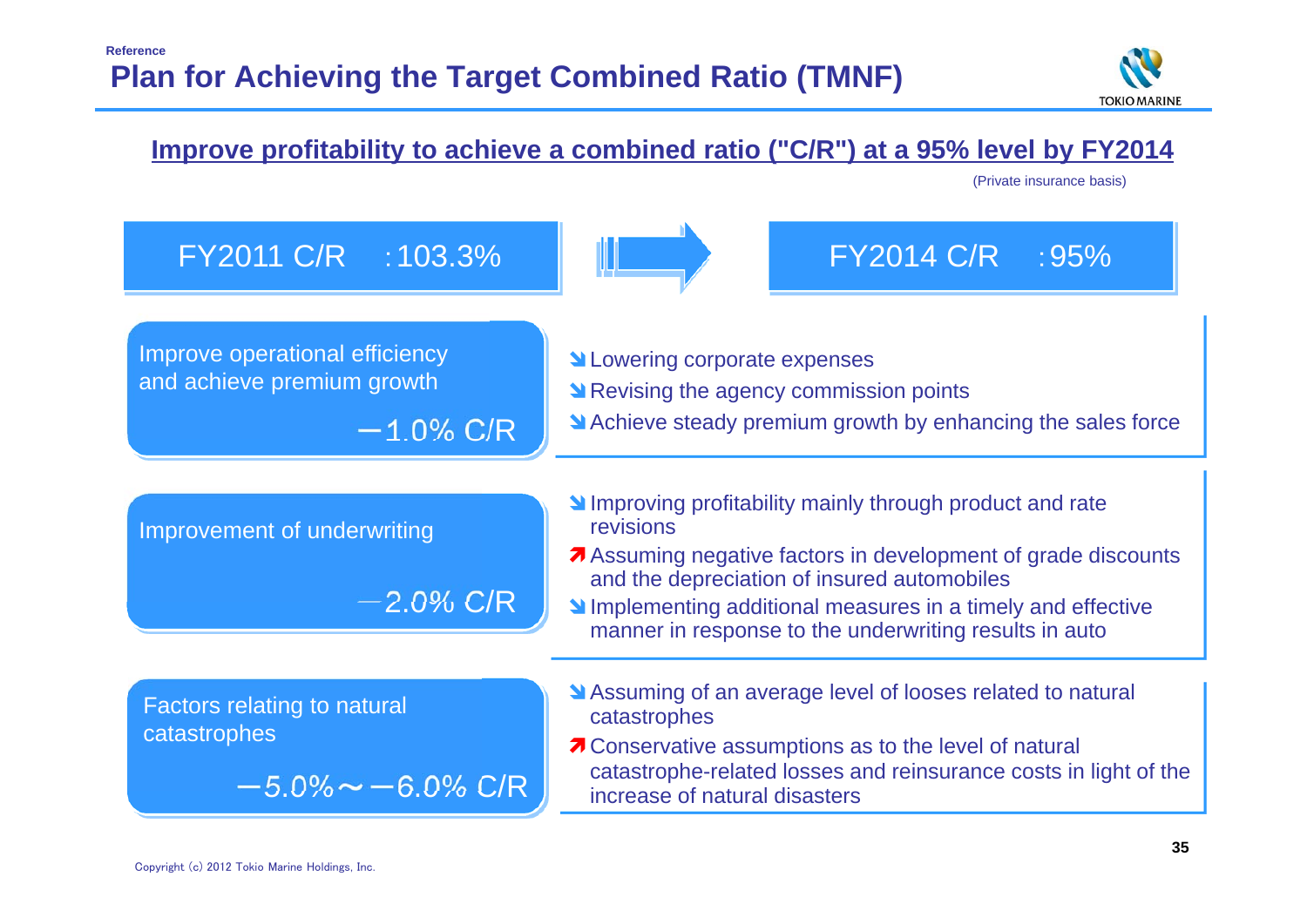Reference

# Plan for Achieving the Target Combined Ratio (TMNF)

## Improve profitability to achieve a combined ratio ("C/R") at a 95% level by FY2014

(Private insurance basis)

**FY2011 C/R :103.3%** → **FY2014 C/R :95%**

### Improve operational efficiency and achieve premium growth

**－1.0% C/R**

- ↘ Lowering corporate expenses
- ↘ Revising the agency commission points
- ↘ Achieve steady premium growth by enhancing the sales force

### Improvement of underwriting

**－2.0% C/R**

- ↘ Improving profitability mainly through product and rate revisions
- ↗ Assuming negative factors in development of grade discounts and the depreciation of insured automobiles
- ↘ Implementing additional measures in a timely and effective manner in response to the underwriting results in auto

### Factors relating to natural catastrophes

**－5.0%～－6.0% C/R**

- ↘ Assuming of an average level of looses related to natural catastrophes
- ↗ Conservative assumptions as to the level of natural catastrophe-related losses and reinsurance costs in light of the increase of natural disasters

Copyright (c) 2012 Tokio Marine Holdings, Inc.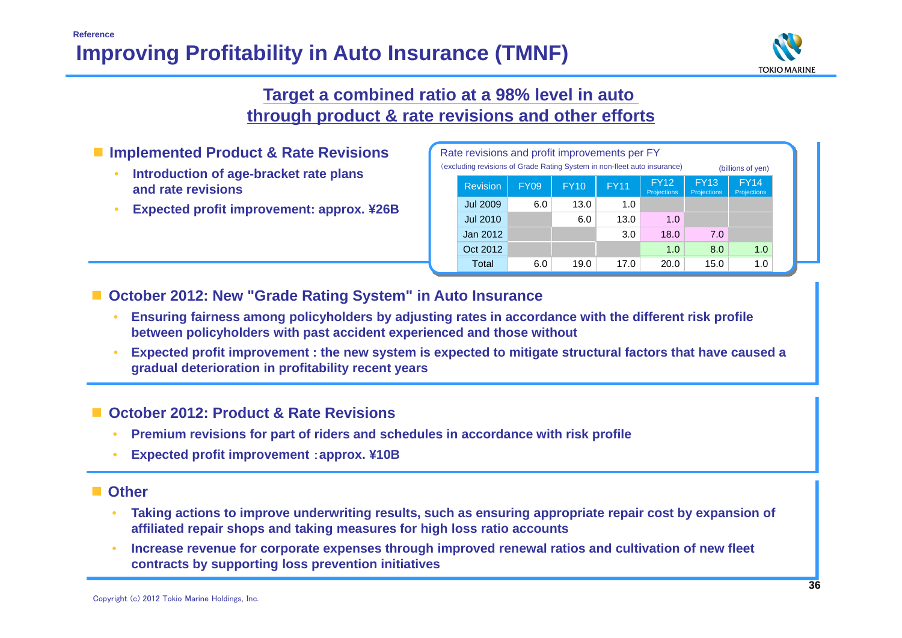Reference

# Improving Profitability in Auto Insurance (TMNF)

## Target a combined ratio at a 98% level in auto through product & rate revisions and other efforts

- **Implemented Product & Rate Revisions**
  - **Introduction of age-bracket rate plans and rate revisions**
  - **Expected profit improvement: approx. ¥26B**

Rate revisions and profit improvements per FY
(excluding revisions of Grade Rating System in non-fleet auto insurance) (billions of yen)

| Revision | FY09 | FY10 | FY11 | FY12 Projections | FY13 Projections | FY14 Projections |
|---|---|---|---|---|---|---|
| Jul 2009 | 6.0 | 13.0 | 1.0 | | | |
| Jul 2010 | | 6.0 | 13.0 | 1.0 | | |
| Jan 2012 | | | 3.0 | 18.0 | 7.0 | |
| Oct 2012 | | | | 1.0 | 8.0 | 1.0 |
| Total | 6.0 | 19.0 | 17.0 | 20.0 | 15.0 | 1.0 |

- **October 2012: New "Grade Rating System" in Auto Insurance**
  - **Ensuring fairness among policyholders by adjusting rates in accordance with the different risk profile between policyholders with past accident experienced and those without**
  - **Expected profit improvement : the new system is expected to mitigate structural factors that have caused a gradual deterioration in profitability recent years**

- **October 2012: Product & Rate Revisions**
  - **Premium revisions for part of riders and schedules in accordance with risk profile**
  - **Expected profit improvement ：approx. ¥10B**

- **Other**
  - **Taking actions to improve underwriting results, such as ensuring appropriate repair cost by expansion of affiliated repair shops and taking measures for high loss ratio accounts**
  - **Increase revenue for corporate expenses through improved renewal ratios and cultivation of new fleet contracts by supporting loss prevention initiatives**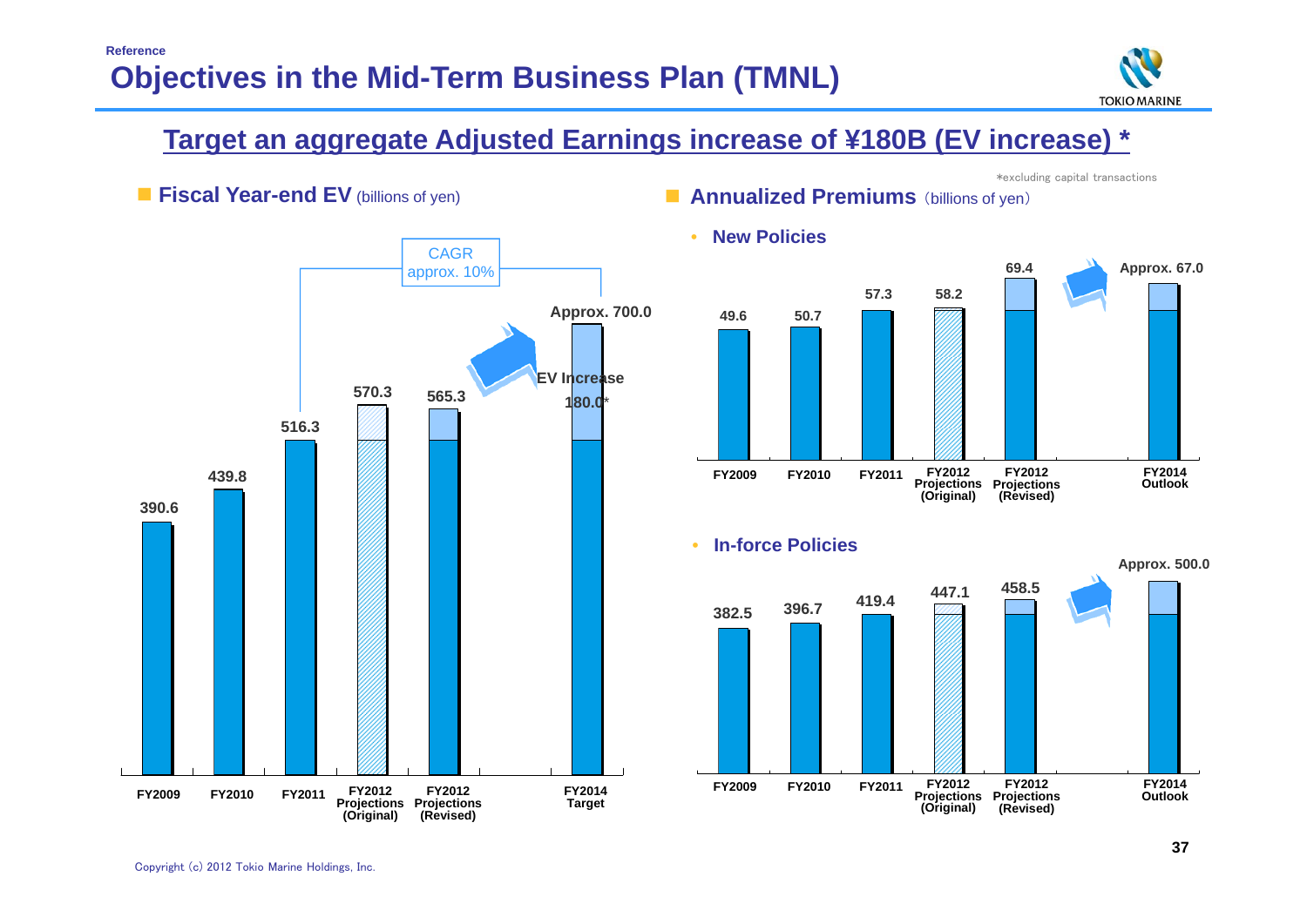Reference

# Objectives in the Mid-Term Business Plan (TMNL)

## Target an aggregate Adjusted Earnings increase of ¥180B (EV increase) *

*excluding capital transactions

### Fiscal Year-end EV (billions of yen)

| FY2009 | FY2010 | FY2011 | FY2012 Projections (Original) | FY2012 Projections (Revised) | FY2014 Target |
|---|---|---|---|---|---|
| 390.6 | 439.8 | 516.3 | 570.3 | 565.3 | Approx. 700.0 |

CAGR approx. 10%

EV Increase 180.0*

### Annualized Premiums (billions of yen)

- **New Policies**

| FY2009 | FY2010 | FY2011 | FY2012 Projections (Original) | FY2012 Projections (Revised) | FY2014 Outlook |
|---|---|---|---|---|---|
| 49.6 | 50.7 | 57.3 | 58.2 | 69.4 | Approx. 67.0 |

- **In-force Policies**

| FY2009 | FY2010 | FY2011 | FY2012 Projections (Original) | FY2012 Projections (Revised) | FY2014 Outlook |
|---|---|---|---|---|---|
| 382.5 | 396.7 | 419.4 | 447.1 | 458.5 | Approx. 500.0 |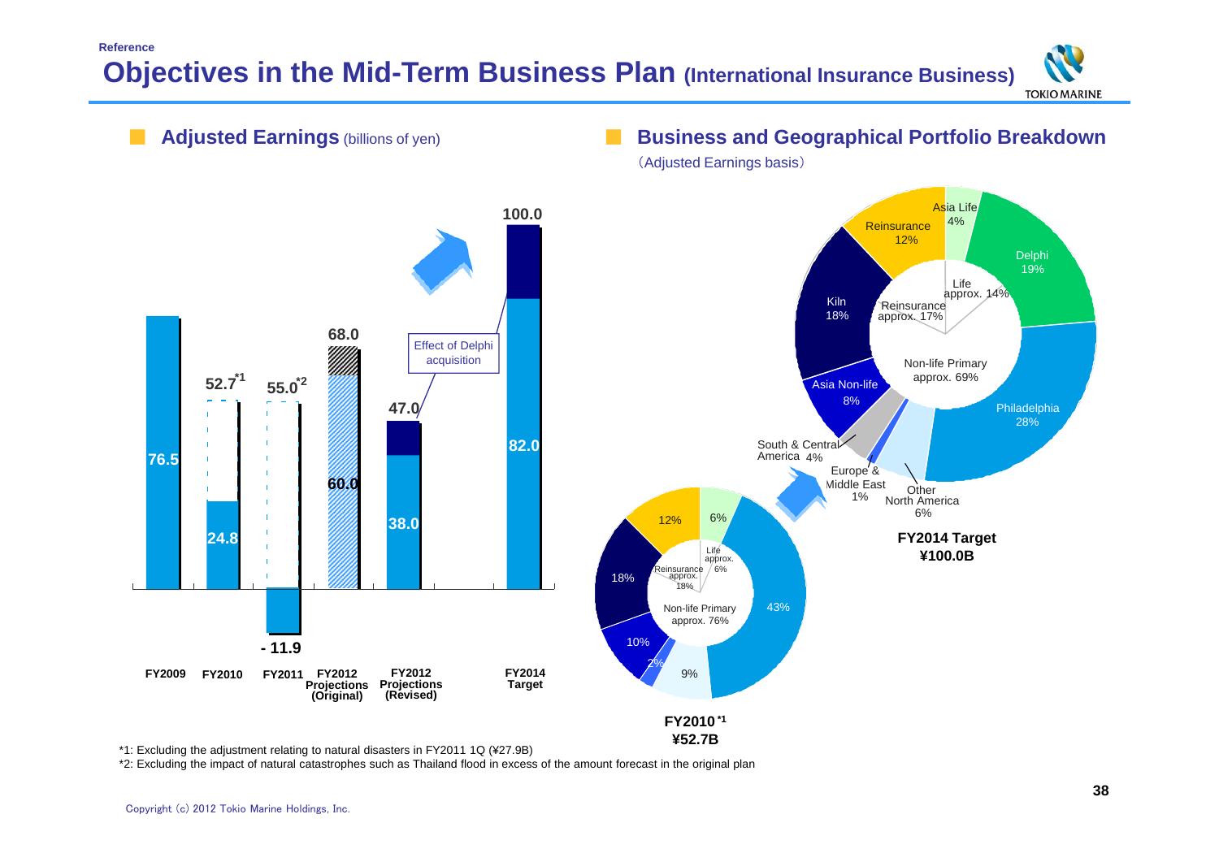Reference

# Objectives in the Mid-Term Business Plan (International Insurance Business)

## Adjusted Earnings (billions of yen)

| | FY2009 | FY2010 | FY2011 | FY2012 Projections (Original) | FY2012 Projections (Revised) | FY2014 Target |
|---|---|---|---|---|---|---|
| Total | 76.5 | 52.7*1 | 55.0*2 | 68.0 | 47.0 | 100.0 |
| Base | 76.5 | 24.8 | - 11.9 | 60.0 | 38.0 | 82.0 |

Effect of Delphi acquisition

## Business and Geographical Portfolio Breakdown

(Adjusted Earnings basis)

**FY2010*1 ¥52.7B**

- Life approx. 6%: 6%
- Reinsurance approx. 18%: 12%
- Non-life Primary approx. 76%: 18%, 10%, 2%, 9%, 43%

**FY2014 Target ¥100.0B**

- Life approx. 14%: Asia Life 4%, Delphi 19%
- Reinsurance approx. 17%: Reinsurance 12%
- Non-life Primary approx. 69%: Philadelphia 28%, Other North America 6%, Europe & Middle East 1%, South & Central America 4%, Asia Non-life 8%, Kiln 18%

*1: Excluding the adjustment relating to natural disasters in FY2011 1Q (¥27.9B)

*2: Excluding the impact of natural catastrophes such as Thailand flood in excess of the amount forecast in the original plan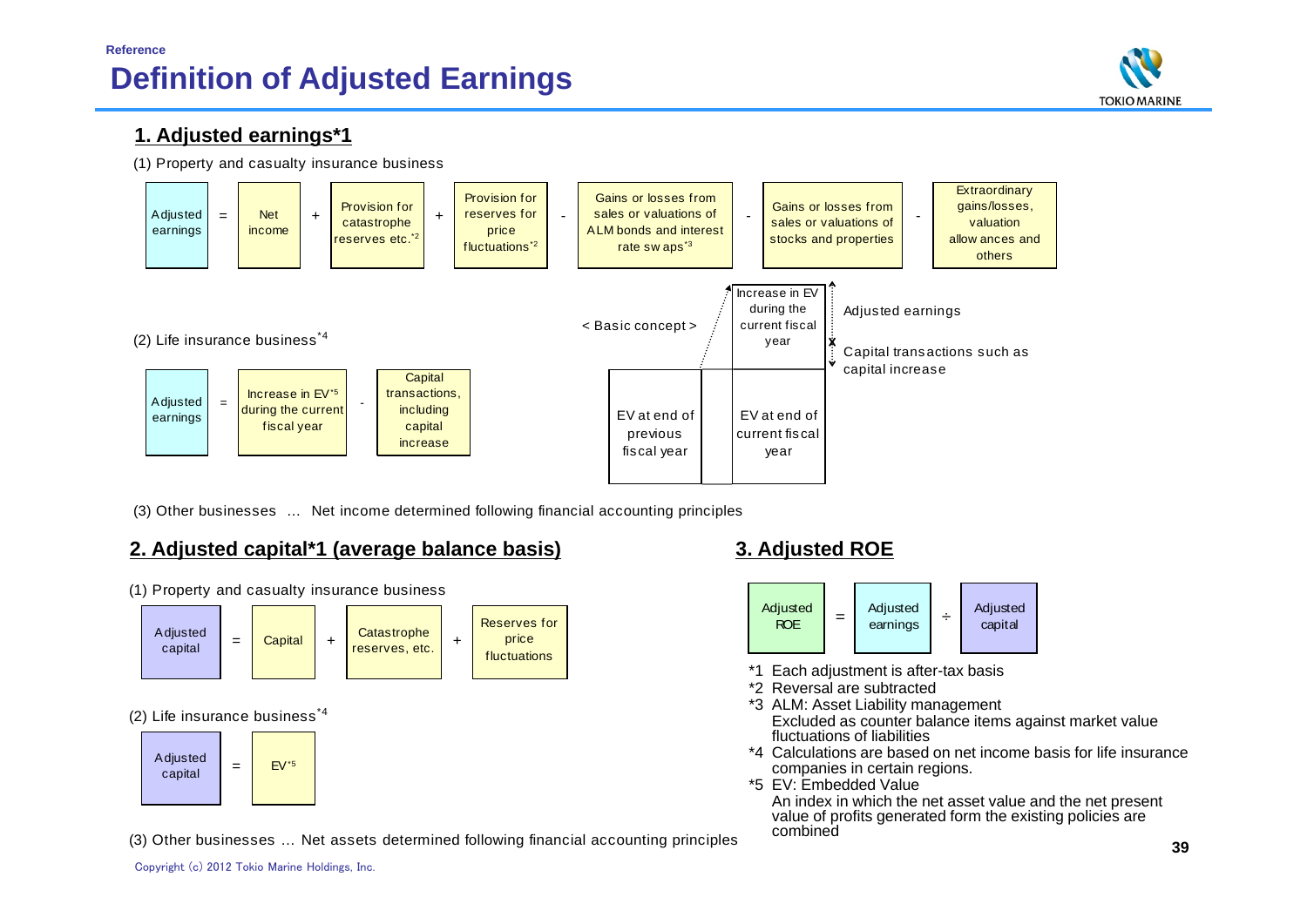Reference

# Definition of Adjusted Earnings

## 1. Adjusted earnings*1

(1) Property and casualty insurance business

Adjusted earnings = Net income + Provision for catastrophe reserves etc.*2 + Provision for reserves for price fluctuations*2 - Gains or losses from sales or valuations of ALM bonds and interest rate swaps*3 - Gains or losses from sales or valuations of stocks and properties - Extraordinary gains/losses, valuation allowances and others

(2) Life insurance business*4

Adjusted earnings = Increase in EV*5 during the current fiscal year - Capital transactions, including capital increase

< Basic concept >

- EV at end of previous fiscal year
- EV at end of current fiscal year
- Increase in EV during the current fiscal year
  - Adjusted earnings
  - Capital transactions such as capital increase

(3) Other businesses … Net income determined following financial accounting principles

## 2. Adjusted capital*1 (average balance basis)

(1) Property and casualty insurance business

Adjusted capital = Capital + Catastrophe reserves, etc. + Reserves for price fluctuations

(2) Life insurance business*4

Adjusted capital = EV*5

(3) Other businesses … Net assets determined following financial accounting principles

## 3. Adjusted ROE

Adjusted ROE = Adjusted earnings ÷ Adjusted capital

*1 Each adjustment is after-tax basis

*2 Reversal are subtracted

*3 ALM: Asset Liability management
Excluded as counter balance items against market value fluctuations of liabilities

*4 Calculations are based on net income basis for life insurance companies in certain regions.

*5 EV: Embedded Value
An index in which the net asset value and the net present value of profits generated form the existing policies are combined

Copyright (c) 2012 Tokio Marine Holdings, Inc.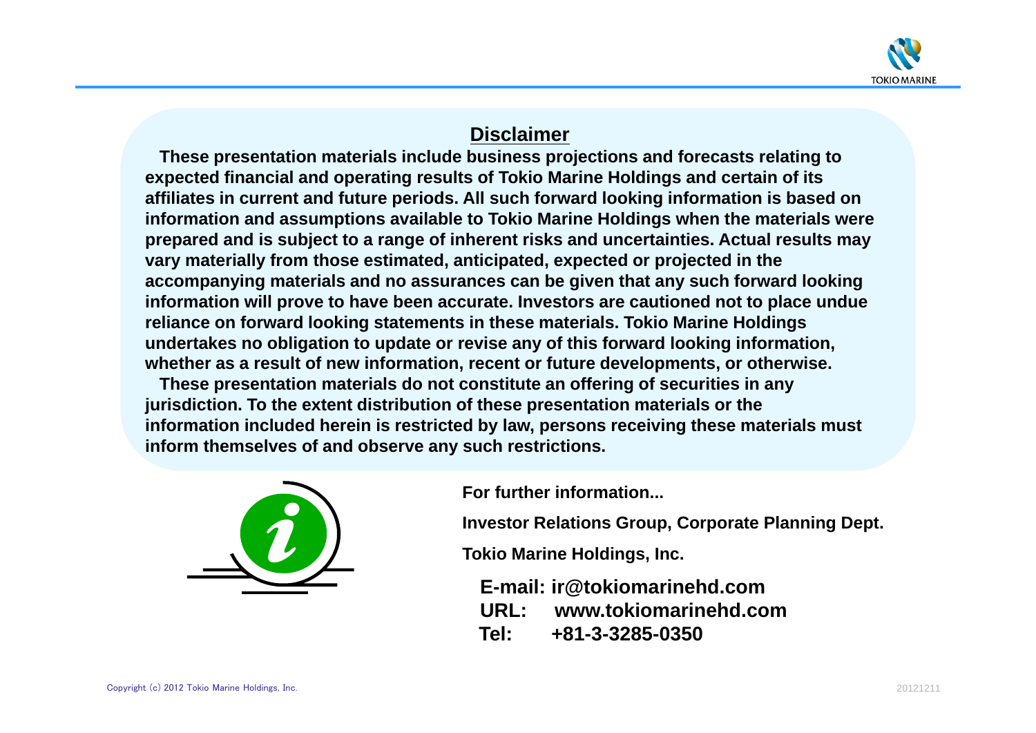## Disclaimer

These presentation materials include business projections and forecasts relating to expected financial and operating results of Tokio Marine Holdings and certain of its affiliates in current and future periods. All such forward looking information is based on information and assumptions available to Tokio Marine Holdings when the materials were prepared and is subject to a range of inherent risks and uncertainties. Actual results may vary materially from those estimated, anticipated, expected or projected in the accompanying materials and no assurances can be given that any such forward looking information will prove to have been accurate. Investors are cautioned not to place undue reliance on forward looking statements in these materials. Tokio Marine Holdings undertakes no obligation to update or revise any of this forward looking information, whether as a result of new information, recent or future developments, or otherwise.

These presentation materials do not constitute an offering of securities in any jurisdiction. To the extent distribution of these presentation materials or the information included herein is restricted by law, persons receiving these materials must inform themselves of and observe any such restrictions.

**For further information...**

**Investor Relations Group, Corporate Planning Dept.**

**Tokio Marine Holdings, Inc.**

**E-mail: ir@tokiomarinehd.com**
**URL: www.tokiomarinehd.com**
**Tel: +81-3-3285-0350**

Copyright (c) 2012 Tokio Marine Holdings, Inc.

20121211